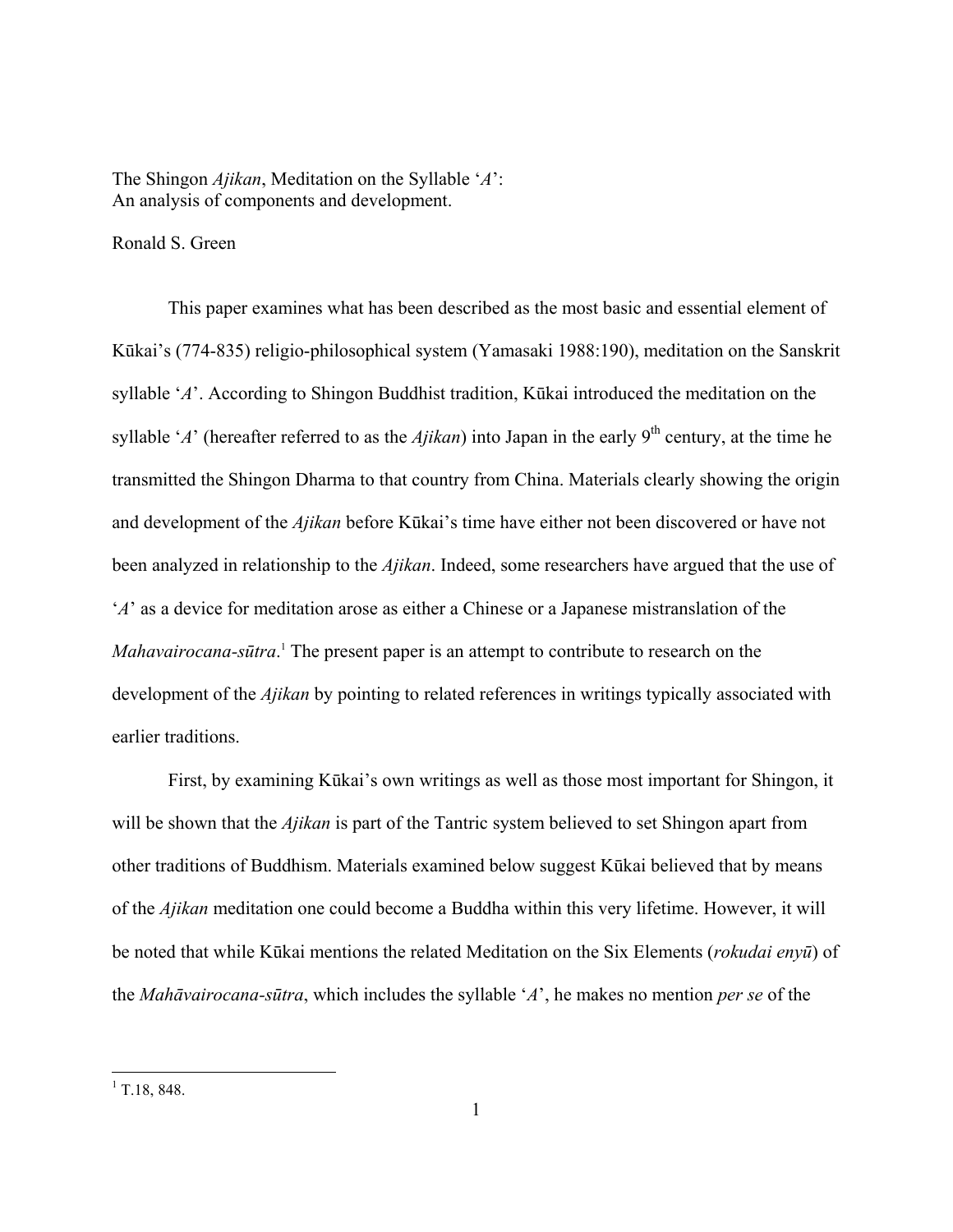# The Shingon *Ajikan*, Meditation on the Syllable '*A*': An analysis of components and development.

Ronald S. Green

This paper examines what has been described as the most basic and essential element of Kūkai's (774-835) religio-philosophical system (Yamasaki 1988:190), meditation on the Sanskrit syllable '*A*'. According to Shingon Buddhist tradition, Kūkai introduced the meditation on the syllable '*A*' (hereafter referred to as the *Ajikan*) into Japan in the early 9th century, at the time he transmitted the Shingon Dharma to that country from China. Materials clearly showing the origin and development of the *Ajikan* before Kūkai's time have either not been discovered or have not been analyzed in relationship to the *Ajikan*. Indeed, some researchers have argued that the use of '*A*' as a device for meditation arose as either a Chinese or a Japanese mistranslation of the *Mahavairocana-sūtra*.[1] The present paper is an attempt to contribute to research on the development of the *Ajikan* by pointing to related references in writings typically associated with earlier traditions.

First, by examining Kūkai's own writings as well as those most important for Shingon, it will be shown that the *Ajikan* is part of the Tantric system believed to set Shingon apart from other traditions of Buddhism. Materials examined below suggest Kūkai believed that by means of the *Ajikan* meditation one could become a Buddha within this very lifetime. However, it will be noted that while Kūkai mentions the related Meditation on the Six Elements (*rokudai enyū*) of the *Mahāvairocana-sūtra*, which includes the syllable '*A*', he makes no mention *per se* of the

[1] T.18, 848.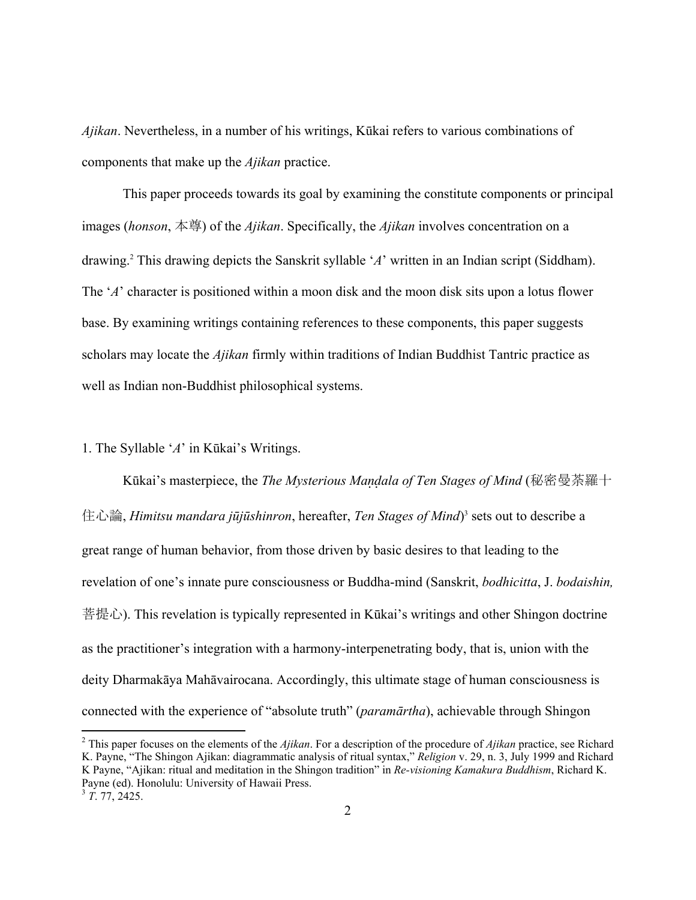*Ajikan*. Nevertheless, in a number of his writings, Kūkai refers to various combinations of components that make up the *Ajikan* practice.

This paper proceeds towards its goal by examining the constitute components or principal images (*honson*, 本尊) of the *Ajikan*. Specifically, the *Ajikan* involves concentration on a drawing.[2] This drawing depicts the Sanskrit syllable '*A*' written in an Indian script (Siddham). The '*A*' character is positioned within a moon disk and the moon disk sits upon a lotus flower base. By examining writings containing references to these components, this paper suggests scholars may locate the *Ajikan* firmly within traditions of Indian Buddhist Tantric practice as well as Indian non-Buddhist philosophical systems.

## 1. The Syllable '*A*' in Kūkai's Writings.

Kūkai's masterpiece, the *The Mysterious Maṇḍala of Ten Stages of Mind* (秘密曼荼羅十住心論, *Himitsu mandara jūjūshinron*, hereafter, *Ten Stages of Mind*)[3] sets out to describe a great range of human behavior, from those driven by basic desires to that leading to the revelation of one's innate pure consciousness or Buddha-mind (Sanskrit, *bodhicitta*, J. *bodaishin,* 菩提心). This revelation is typically represented in Kūkai's writings and other Shingon doctrine as the practitioner's integration with a harmony-interpenetrating body, that is, union with the deity Dharmakāya Mahāvairocana. Accordingly, this ultimate stage of human consciousness is connected with the experience of "absolute truth" (*paramārtha*), achievable through Shingon

---

[2] This paper focuses on the elements of the *Ajikan*. For a description of the procedure of *Ajikan* practice, see Richard K. Payne, "The Shingon Ajikan: diagrammatic analysis of ritual syntax," *Religion* v. 29, n. 3, July 1999 and Richard K Payne, "Ajikan: ritual and meditation in the Shingon tradition" in *Re-visioning Kamakura Buddhism*, Richard K. Payne (ed). Honolulu: University of Hawaii Press.

[3] *T*. 77, 2425.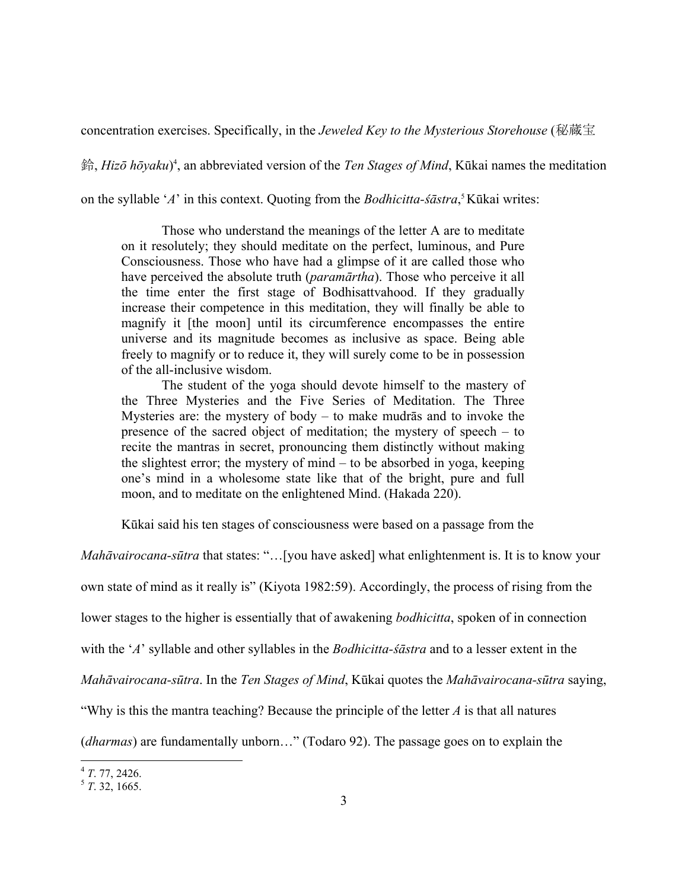concentration exercises. Specifically, in the *Jeweled Key to the Mysterious Storehouse* (秘蔵宝鈅, *Hizō hōyaku*)[4], an abbreviated version of the *Ten Stages of Mind*, Kūkai names the meditation on the syllable '*A*' in this context. Quoting from the *Bodhicitta-śāstra*,[5] Kūkai writes:

> Those who understand the meanings of the letter A are to meditate on it resolutely; they should meditate on the perfect, luminous, and Pure Consciousness. Those who have had a glimpse of it are called those who have perceived the absolute truth (*paramārtha*). Those who perceive it all the time enter the first stage of Bodhisattvahood. If they gradually increase their competence in this meditation, they will finally be able to magnify it [the moon] until its circumference encompasses the entire universe and its magnitude becomes as inclusive as space. Being able freely to magnify or to reduce it, they will surely come to be in possession of the all-inclusive wisdom.
>
> The student of the yoga should devote himself to the mastery of the Three Mysteries and the Five Series of Meditation. The Three Mysteries are: the mystery of body – to make mudrās and to invoke the presence of the sacred object of meditation; the mystery of speech – to recite the mantras in secret, pronouncing them distinctly without making the slightest error; the mystery of mind – to be absorbed in yoga, keeping one's mind in a wholesome state like that of the bright, pure and full moon, and to meditate on the enlightened Mind. (Hakada 220).

Kūkai said his ten stages of consciousness were based on a passage from the *Mahāvairocana-sūtra* that states: "…[you have asked] what enlightenment is. It is to know your own state of mind as it really is" (Kiyota 1982:59). Accordingly, the process of rising from the lower stages to the higher is essentially that of awakening *bodhicitta*, spoken of in connection with the '*A*' syllable and other syllables in the *Bodhicitta-śāstra* and to a lesser extent in the *Mahāvairocana-sūtra*. In the *Ten Stages of Mind*, Kūkai quotes the *Mahāvairocana-sūtra* saying, "Why is this the mantra teaching? Because the principle of the letter *A* is that all natures (*dharmas*) are fundamentally unborn…" (Todaro 92). The passage goes on to explain the

---

[4] *T*. 77, 2426.

[5] *T*. 32, 1665.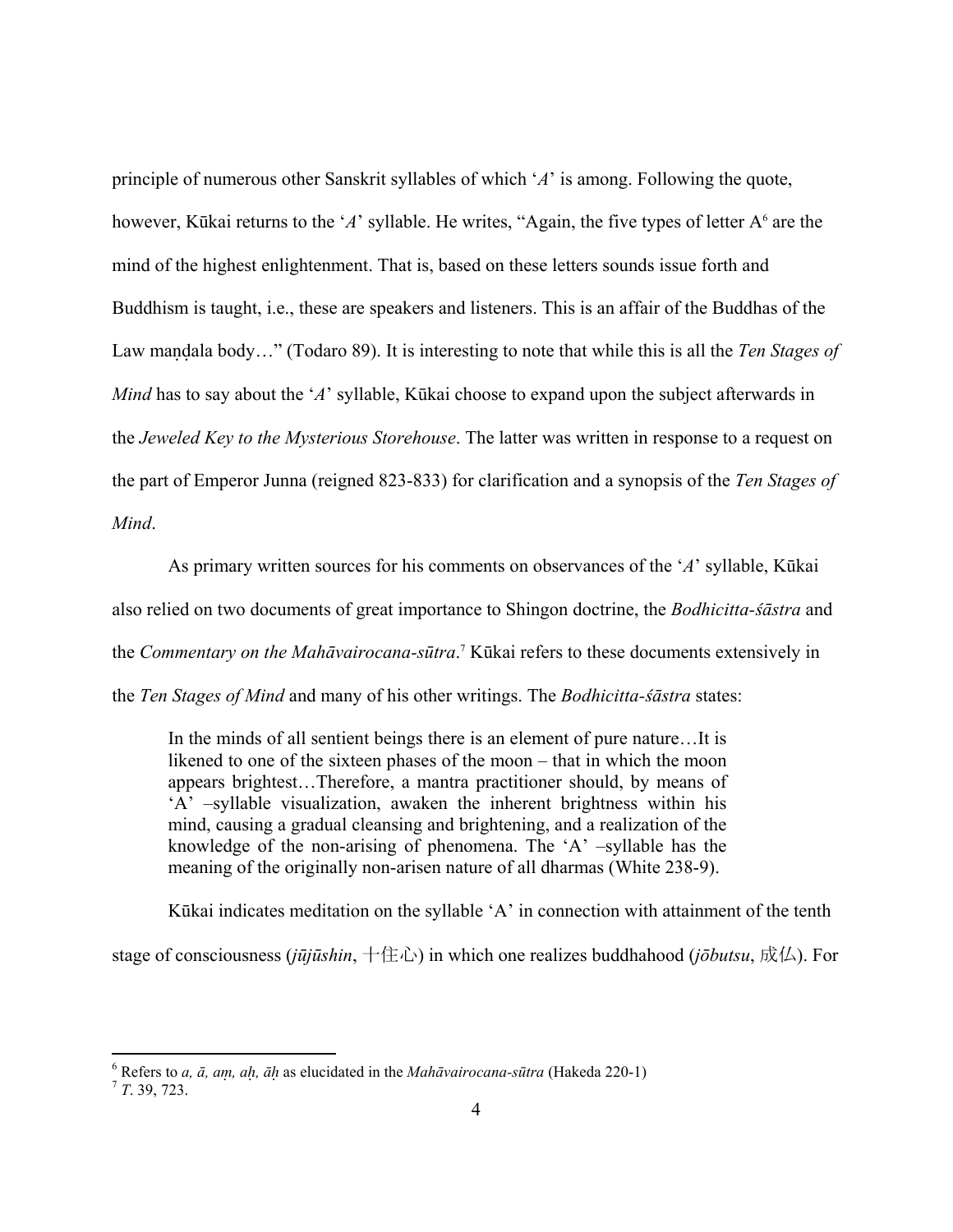principle of numerous other Sanskrit syllables of which '*A*' is among. Following the quote, however, Kūkai returns to the '*A*' syllable. He writes, "Again, the five types of letter A[6] are the mind of the highest enlightenment. That is, based on these letters sounds issue forth and Buddhism is taught, i.e., these are speakers and listeners. This is an affair of the Buddhas of the Law maṇḍala body…" (Todaro 89). It is interesting to note that while this is all the *Ten Stages of Mind* has to say about the '*A*' syllable, Kūkai choose to expand upon the subject afterwards in the *Jeweled Key to the Mysterious Storehouse*. The latter was written in response to a request on the part of Emperor Junna (reigned 823-833) for clarification and a synopsis of the *Ten Stages of Mind*.

As primary written sources for his comments on observances of the '*A*' syllable, Kūkai also relied on two documents of great importance to Shingon doctrine, the *Bodhicitta-śāstra* and the *Commentary on the Mahāvairocana-sūtra*.[7] Kūkai refers to these documents extensively in the *Ten Stages of Mind* and many of his other writings. The *Bodhicitta-śāstra* states:

> In the minds of all sentient beings there is an element of pure nature…It is likened to one of the sixteen phases of the moon – that in which the moon appears brightest…Therefore, a mantra practitioner should, by means of 'A' –syllable visualization, awaken the inherent brightness within his mind, causing a gradual cleansing and brightening, and a realization of the knowledge of the non-arising of phenomena. The 'A' –syllable has the meaning of the originally non-arisen nature of all dharmas (White 238-9).

Kūkai indicates meditation on the syllable 'A' in connection with attainment of the tenth stage of consciousness (*jūjūshin*, 十住心) in which one realizes buddhahood (*jōbutsu*, 成仏). For

---

[6] Refers to *a, ā, aṃ, aḥ, āḥ* as elucidated in the *Mahāvairocana-sūtra* (Hakeda 220-1)

[7] *T*. 39, 723.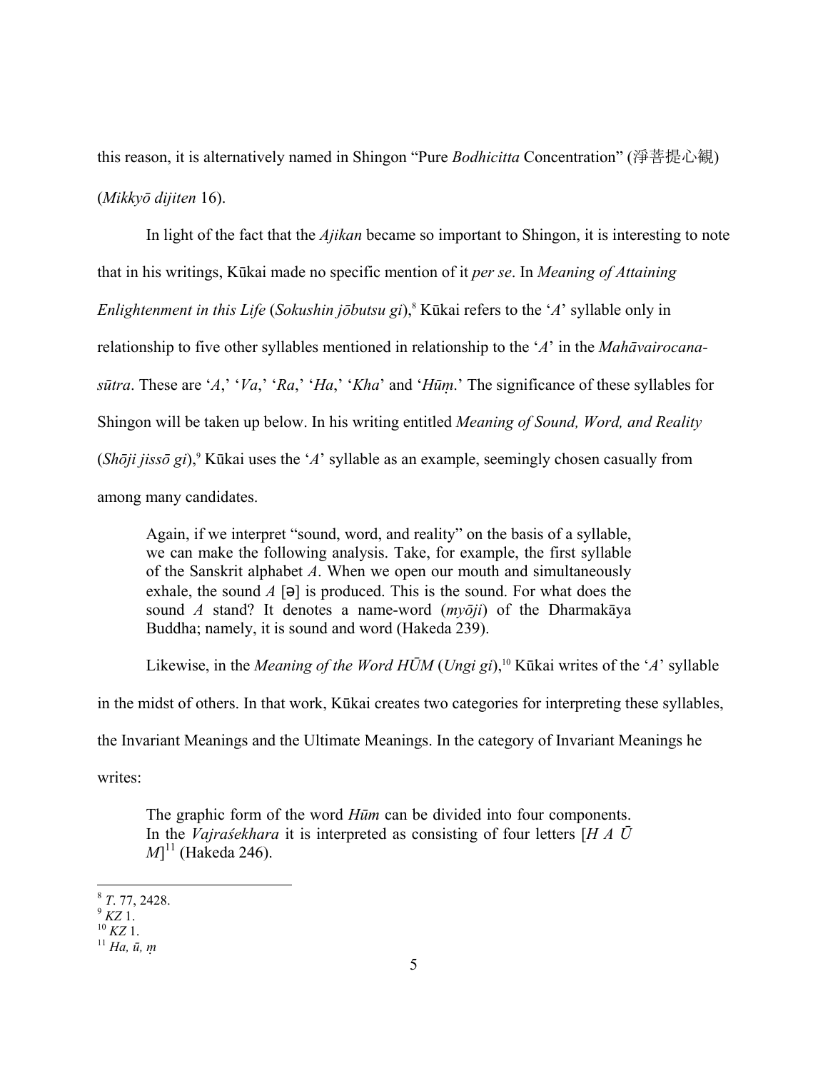this reason, it is alternatively named in Shingon "Pure *Bodhicitta* Concentration" (淨菩提心観) (*Mikkyō dijiten* 16).

In light of the fact that the *Ajikan* became so important to Shingon, it is interesting to note that in his writings, Kūkai made no specific mention of it *per se*. In *Meaning of Attaining Enlightenment in this Life* (*Sokushin jōbutsu gi*),[8] Kūkai refers to the '*A*' syllable only in relationship to five other syllables mentioned in relationship to the '*A*' in the *Mahāvairocana-sūtra*. These are '*A*,' '*Va*,' '*Ra*,' '*Ha*,' '*Kha*' and '*Hūṃ*.' The significance of these syllables for Shingon will be taken up below. In his writing entitled *Meaning of Sound, Word, and Reality* (*Shōji jissō gi*),[9] Kūkai uses the '*A*' syllable as an example, seemingly chosen casually from among many candidates.

> Again, if we interpret "sound, word, and reality" on the basis of a syllable, we can make the following analysis. Take, for example, the first syllable of the Sanskrit alphabet *A*. When we open our mouth and simultaneously exhale, the sound *A* [ə] is produced. This is the sound. For what does the sound *A* stand? It denotes a name-word (*myōji*) of the Dharmakāya Buddha; namely, it is sound and word (Hakeda 239).

Likewise, in the *Meaning of the Word HŪM* (*Ungi gi*),[10] Kūkai writes of the '*A*' syllable in the midst of others. In that work, Kūkai creates two categories for interpreting these syllables, the Invariant Meanings and the Ultimate Meanings. In the category of Invariant Meanings he writes:

> The graphic form of the word *Hūm* can be divided into four components. In the *Vajraśekhara* it is interpreted as consisting of four letters [*H A Ū M*][11] (Hakeda 246).

---

[8] *T*. 77, 2428.

[9] *KZ* 1.

[10] *KZ* 1.

[11] *Ha, ū, ṃ*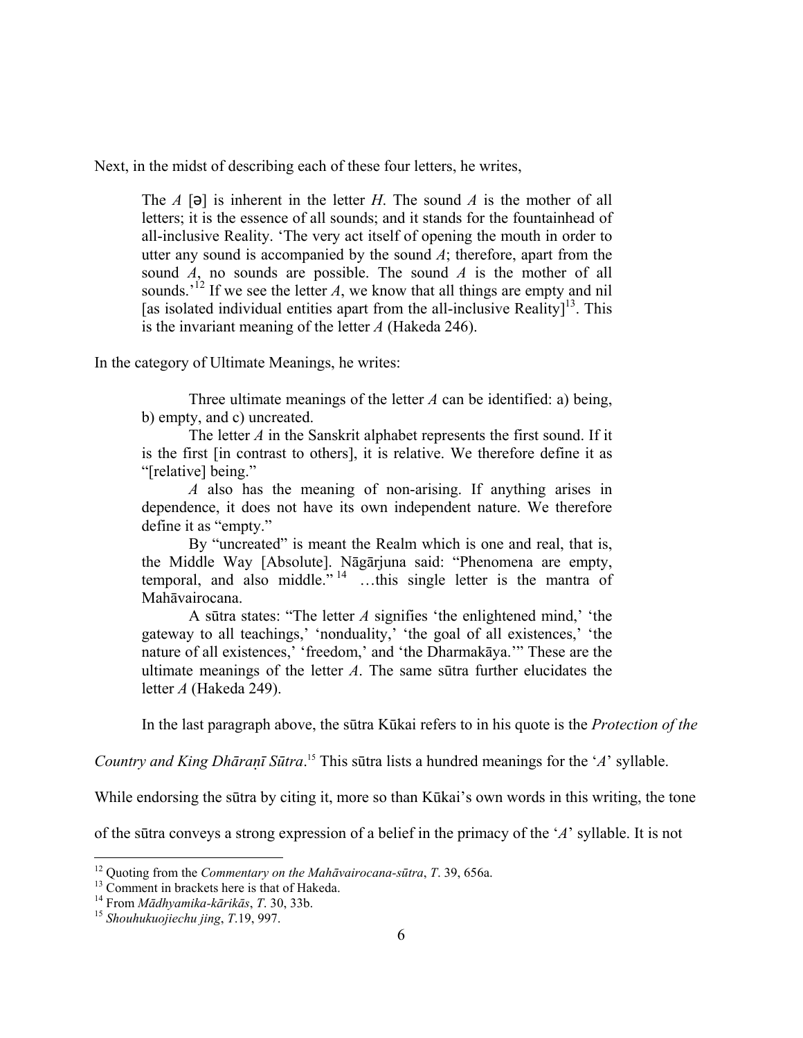Next, in the midst of describing each of these four letters, he writes,

> The *A* [ə] is inherent in the letter *H*. The sound *A* is the mother of all letters; it is the essence of all sounds; and it stands for the fountainhead of all-inclusive Reality. 'The very act itself of opening the mouth in order to utter any sound is accompanied by the sound *A*; therefore, apart from the sound *A*, no sounds are possible. The sound *A* is the mother of all sounds.'[12] If we see the letter *A*, we know that all things are empty and nil [as isolated individual entities apart from the all-inclusive Reality][13]. This is the invariant meaning of the letter *A* (Hakeda 246).

In the category of Ultimate Meanings, he writes:

> Three ultimate meanings of the letter *A* can be identified: a) being, b) empty, and c) uncreated.
>
> The letter *A* in the Sanskrit alphabet represents the first sound. If it is the first [in contrast to others], it is relative. We therefore define it as "[relative] being."
>
> *A* also has the meaning of non-arising. If anything arises in dependence, it does not have its own independent nature. We therefore define it as "empty."
>
> By "uncreated" is meant the Realm which is one and real, that is, the Middle Way [Absolute]. Nāgārjuna said: "Phenomena are empty, temporal, and also middle."[14] …this single letter is the mantra of Mahāvairocana.
>
> A sūtra states: "The letter *A* signifies 'the enlightened mind,' 'the gateway to all teachings,' 'nonduality,' 'the goal of all existences,' 'the nature of all existences,' 'freedom,' and 'the Dharmakāya.'" These are the ultimate meanings of the letter *A*. The same sūtra further elucidates the letter *A* (Hakeda 249).

In the last paragraph above, the sūtra Kūkai refers to in his quote is the *Protection of the Country and King Dhāraṇī Sūtra*.[15] This sūtra lists a hundred meanings for the '*A*' syllable. While endorsing the sūtra by citing it, more so than Kūkai's own words in this writing, the tone of the sūtra conveys a strong expression of a belief in the primacy of the '*A*' syllable. It is not

---

[12] Quoting from the *Commentary on the Mahāvairocana-sūtra*, *T*. 39, 656a.

[13] Comment in brackets here is that of Hakeda.

[14] From *Mādhyamika-kārikās*, *T*. 30, 33b.

[15] *Shouhukuojiechu jing*, *T*.19, 997.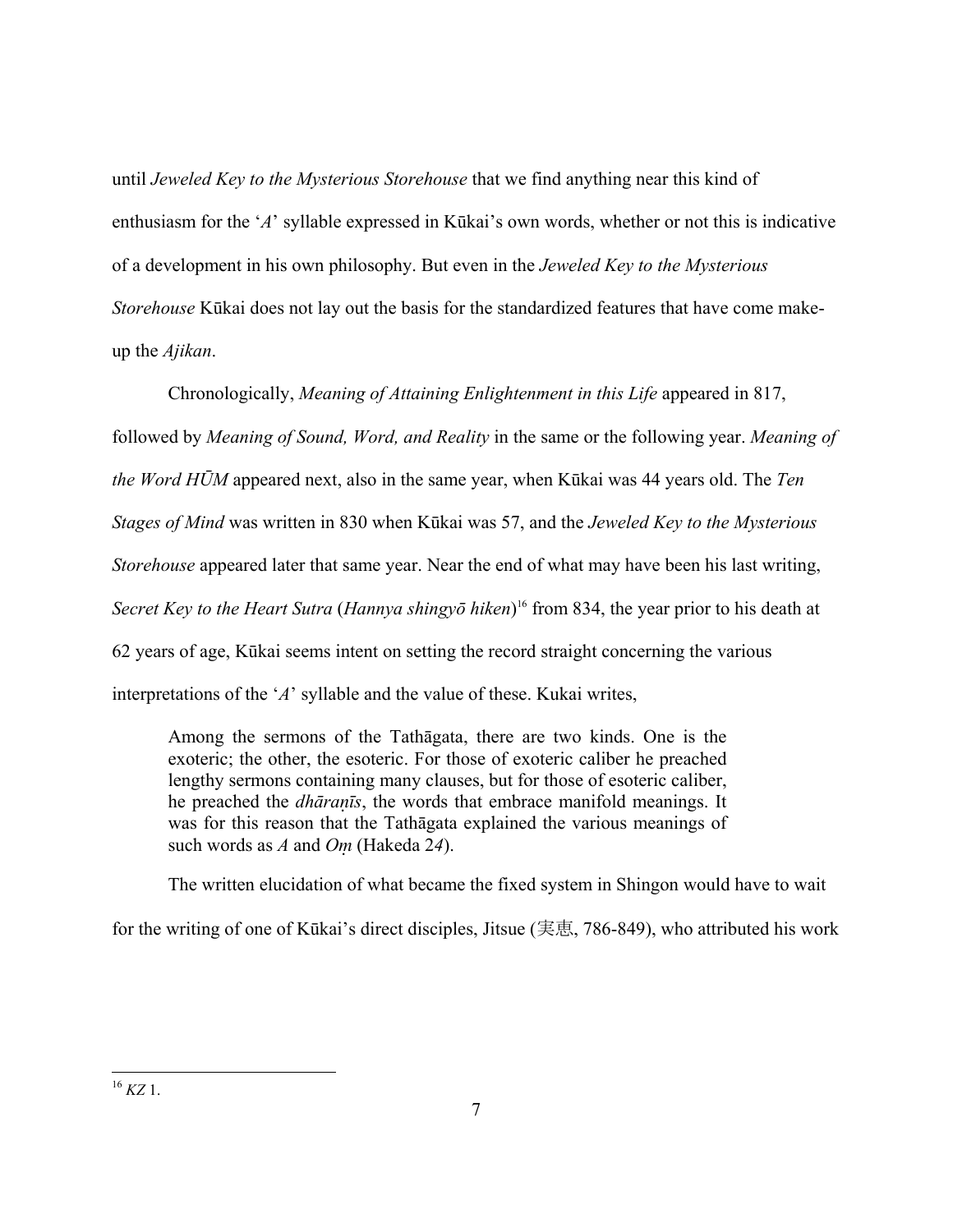until *Jeweled Key to the Mysterious Storehouse* that we find anything near this kind of enthusiasm for the '*A*' syllable expressed in Kūkai's own words, whether or not this is indicative of a development in his own philosophy. But even in the *Jeweled Key to the Mysterious Storehouse* Kūkai does not lay out the basis for the standardized features that have come make-up the *Ajikan*.

Chronologically, *Meaning of Attaining Enlightenment in this Life* appeared in 817, followed by *Meaning of Sound, Word, and Reality* in the same or the following year. *Meaning of the Word HŪM* appeared next, also in the same year, when Kūkai was 44 years old. The *Ten Stages of Mind* was written in 830 when Kūkai was 57, and the *Jeweled Key to the Mysterious Storehouse* appeared later that same year. Near the end of what may have been his last writing, *Secret Key to the Heart Sutra* (*Hannya shingyō hiken*)[16] from 834, the year prior to his death at 62 years of age, Kūkai seems intent on setting the record straight concerning the various interpretations of the '*A*' syllable and the value of these. Kukai writes,

> Among the sermons of the Tathāgata, there are two kinds. One is the exoteric; the other, the esoteric. For those of exoteric caliber he preached lengthy sermons containing many clauses, but for those of esoteric caliber, he preached the *dhāraṇīs*, the words that embrace manifold meanings. It was for this reason that the Tathāgata explained the various meanings of such words as *A* and *Oṃ* (Hakeda 2*4*).

The written elucidation of what became the fixed system in Shingon would have to wait for the writing of one of Kūkai's direct disciples, Jitsue (実恵, 786-849), who attributed his work

---

[16] *KZ* 1.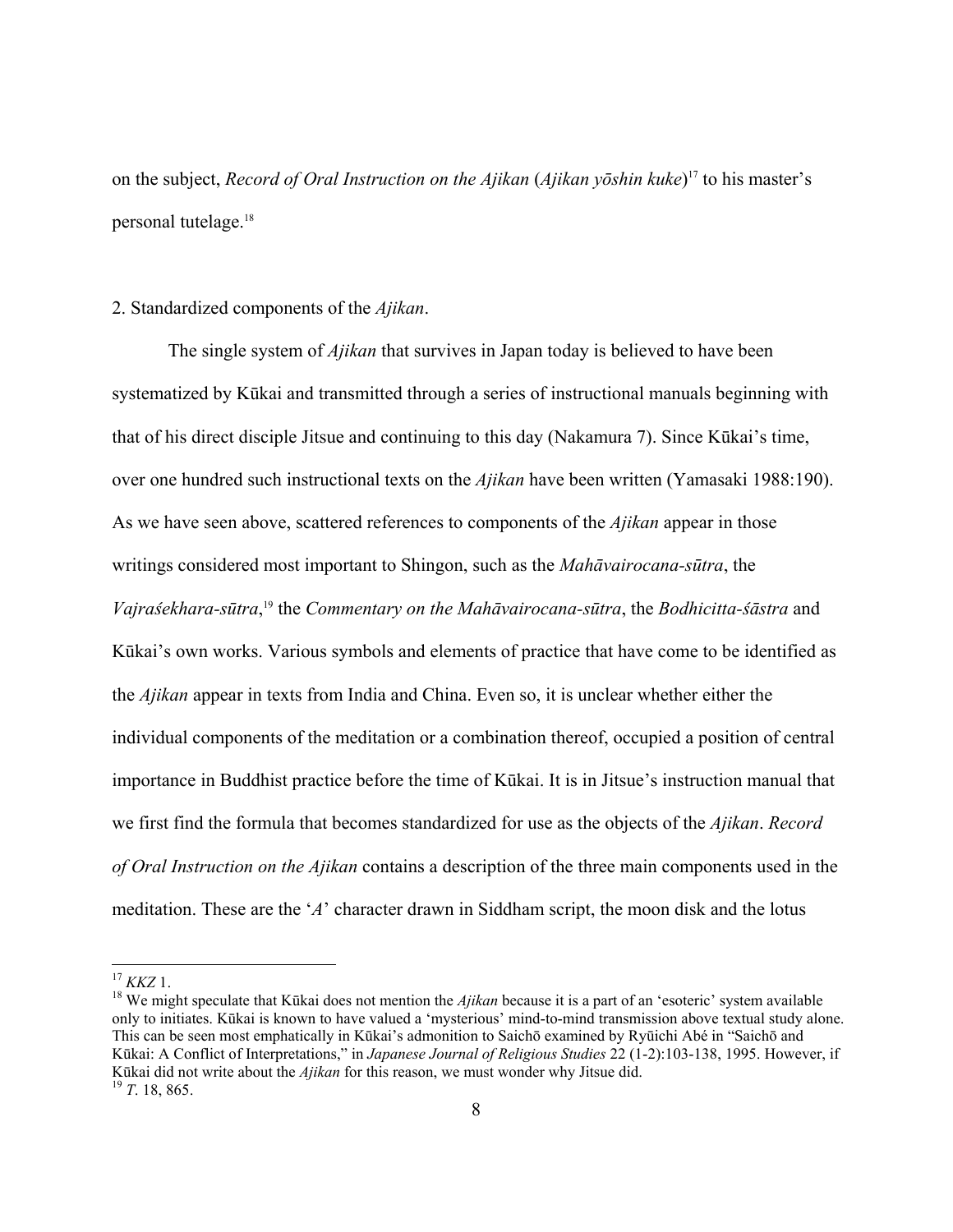on the subject, *Record of Oral Instruction on the Ajikan* (*Ajikan yōshin kuke*)[17] to his master's personal tutelage.[18]

2. Standardized components of the *Ajikan*.

The single system of *Ajikan* that survives in Japan today is believed to have been systematized by Kūkai and transmitted through a series of instructional manuals beginning with that of his direct disciple Jitsue and continuing to this day (Nakamura 7). Since Kūkai's time, over one hundred such instructional texts on the *Ajikan* have been written (Yamasaki 1988:190). As we have seen above, scattered references to components of the *Ajikan* appear in those writings considered most important to Shingon, such as the *Mahāvairocana-sūtra*, the *Vajraśekhara-sūtra*,[19] the *Commentary on the Mahāvairocana-sūtra*, the *Bodhicitta-śāstra* and Kūkai's own works. Various symbols and elements of practice that have come to be identified as the *Ajikan* appear in texts from India and China. Even so, it is unclear whether either the individual components of the meditation or a combination thereof, occupied a position of central importance in Buddhist practice before the time of Kūkai. It is in Jitsue's instruction manual that we first find the formula that becomes standardized for use as the objects of the *Ajikan*. *Record of Oral Instruction on the Ajikan* contains a description of the three main components used in the meditation. These are the '*A*' character drawn in Siddham script, the moon disk and the lotus

[17] *KKZ* 1.

[18] We might speculate that Kūkai does not mention the *Ajikan* because it is a part of an 'esoteric' system available only to initiates. Kūkai is known to have valued a 'mysterious' mind-to-mind transmission above textual study alone. This can be seen most emphatically in Kūkai's admonition to Saichō examined by Ryūichi Abé in "Saichō and Kūkai: A Conflict of Interpretations," in *Japanese Journal of Religious Studies* 22 (1-2):103-138, 1995. However, if Kūkai did not write about the *Ajikan* for this reason, we must wonder why Jitsue did.

[19] *T*. 18, 865.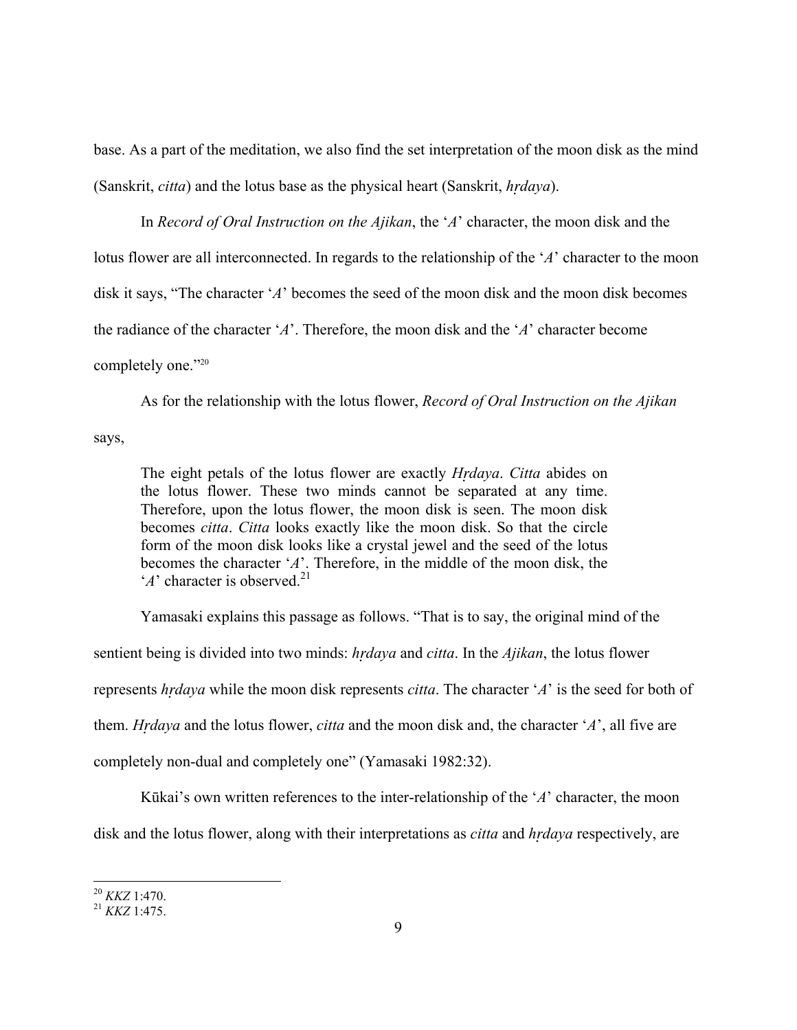base. As a part of the meditation, we also find the set interpretation of the moon disk as the mind (Sanskrit, *citta*) and the lotus base as the physical heart (Sanskrit, *hṛdaya*).

In *Record of Oral Instruction on the Ajikan*, the '*A*' character, the moon disk and the lotus flower are all interconnected. In regards to the relationship of the '*A*' character to the moon disk it says, "The character '*A*' becomes the seed of the moon disk and the moon disk becomes the radiance of the character '*A*'. Therefore, the moon disk and the '*A*' character become completely one."[20]

As for the relationship with the lotus flower, *Record of Oral Instruction on the Ajikan* says,

> The eight petals of the lotus flower are exactly *Hṛdaya*. *Citta* abides on the lotus flower. These two minds cannot be separated at any time. Therefore, upon the lotus flower, the moon disk is seen. The moon disk becomes *citta*. *Citta* looks exactly like the moon disk. So that the circle form of the moon disk looks like a crystal jewel and the seed of the lotus becomes the character '*A*'. Therefore, in the middle of the moon disk, the '*A*' character is observed.[21]

Yamasaki explains this passage as follows. "That is to say, the original mind of the sentient being is divided into two minds: *hṛdaya* and *citta*. In the *Ajikan*, the lotus flower represents *hṛdaya* while the moon disk represents *citta*. The character '*A*' is the seed for both of them. *Hṛdaya* and the lotus flower, *citta* and the moon disk and, the character '*A*', all five are completely non-dual and completely one" (Yamasaki 1982:32).

Kūkai's own written references to the inter-relationship of the '*A*' character, the moon disk and the lotus flower, along with their interpretations as *citta* and *hṛdaya* respectively, are

---

[20] *KKZ* 1:470.

[21] *KKZ* 1:475.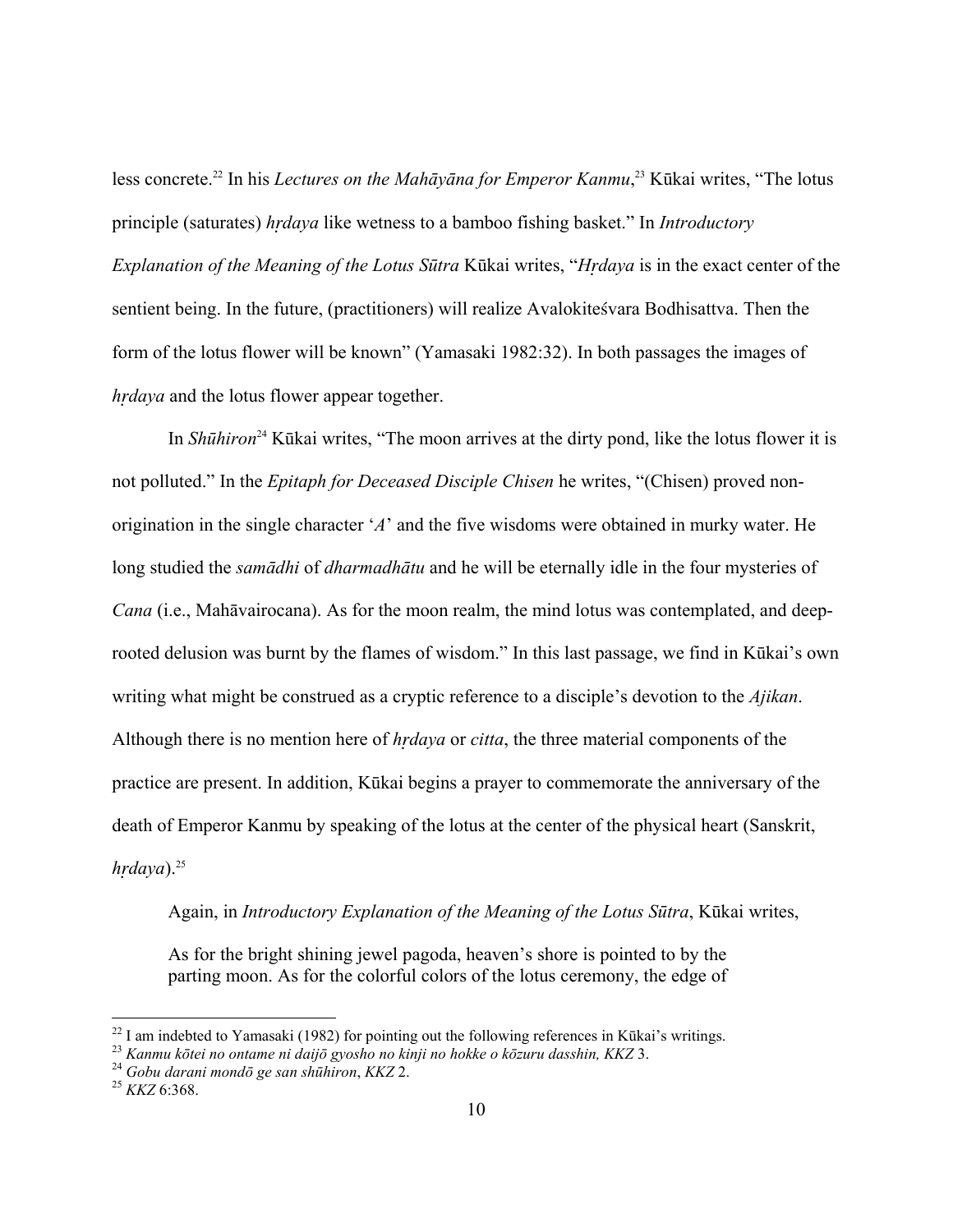less concrete.[22] In his *Lectures on the Mahāyāna for Emperor Kanmu*,[23] Kūkai writes, "The lotus principle (saturates) *hṛdaya* like wetness to a bamboo fishing basket." In *Introductory Explanation of the Meaning of the Lotus Sūtra* Kūkai writes, "*Hṛdaya* is in the exact center of the sentient being. In the future, (practitioners) will realize Avalokiteśvara Bodhisattva. Then the form of the lotus flower will be known" (Yamasaki 1982:32). In both passages the images of *hṛdaya* and the lotus flower appear together.

In *Shūhiron*[24] Kūkai writes, "The moon arrives at the dirty pond, like the lotus flower it is not polluted." In the *Epitaph for Deceased Disciple Chisen* he writes, "(Chisen) proved non-origination in the single character '*A*' and the five wisdoms were obtained in murky water. He long studied the *samādhi* of *dharmadhātu* and he will be eternally idle in the four mysteries of *Cana* (i.e., Mahāvairocana). As for the moon realm, the mind lotus was contemplated, and deep-rooted delusion was burnt by the flames of wisdom." In this last passage, we find in Kūkai's own writing what might be construed as a cryptic reference to a disciple's devotion to the *Ajikan*. Although there is no mention here of *hṛdaya* or *citta*, the three material components of the practice are present. In addition, Kūkai begins a prayer to commemorate the anniversary of the death of Emperor Kanmu by speaking of the lotus at the center of the physical heart (Sanskrit, *hṛdaya*).[25]

Again, in *Introductory Explanation of the Meaning of the Lotus Sūtra*, Kūkai writes,

> As for the bright shining jewel pagoda, heaven's shore is pointed to by the parting moon. As for the colorful colors of the lotus ceremony, the edge of

---

[22] I am indebted to Yamasaki (1982) for pointing out the following references in Kūkai's writings.

[23] *Kanmu kōtei no ontame ni daijō gyosho no kinji no hokke o kōzuru dasshin, KKZ* 3.

[24] *Gobu darani mondō ge san shūhiron*, *KKZ* 2.

[25] *KKZ* 6:368.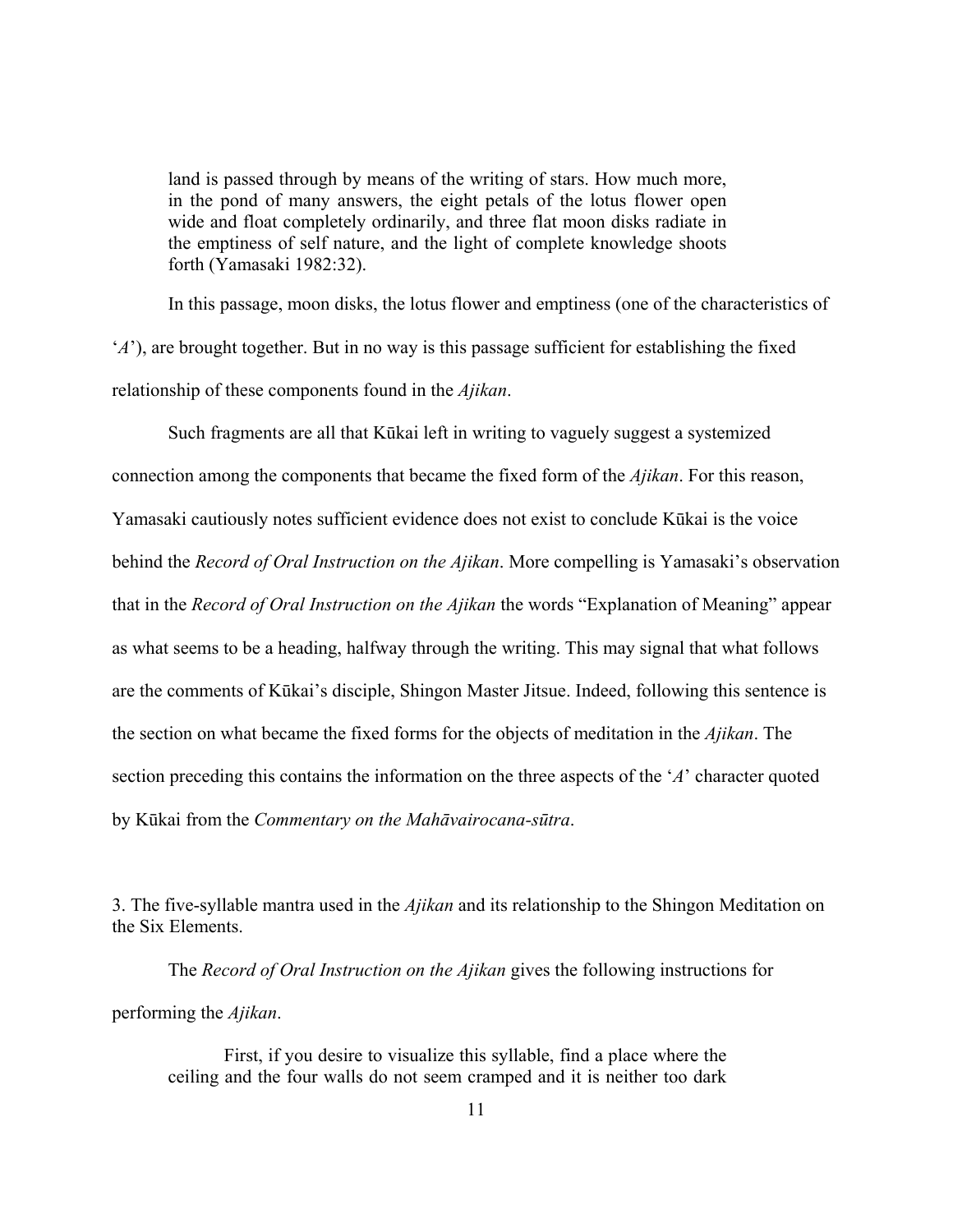> land is passed through by means of the writing of stars. How much more, in the pond of many answers, the eight petals of the lotus flower open wide and float completely ordinarily, and three flat moon disks radiate in the emptiness of self nature, and the light of complete knowledge shoots forth (Yamasaki 1982:32).

In this passage, moon disks, the lotus flower and emptiness (one of the characteristics of '*A*'), are brought together. But in no way is this passage sufficient for establishing the fixed relationship of these components found in the *Ajikan*.

Such fragments are all that Kūkai left in writing to vaguely suggest a systemized connection among the components that became the fixed form of the *Ajikan*. For this reason, Yamasaki cautiously notes sufficient evidence does not exist to conclude Kūkai is the voice behind the *Record of Oral Instruction on the Ajikan*. More compelling is Yamasaki's observation that in the *Record of Oral Instruction on the Ajikan* the words "Explanation of Meaning" appear as what seems to be a heading, halfway through the writing. This may signal that what follows are the comments of Kūkai's disciple, Shingon Master Jitsue. Indeed, following this sentence is the section on what became the fixed forms for the objects of meditation in the *Ajikan*. The section preceding this contains the information on the three aspects of the '*A*' character quoted by Kūkai from the *Commentary on the Mahāvairocana-sūtra*.

### 3. The five-syllable mantra used in the *Ajikan* and its relationship to the Shingon Meditation on the Six Elements.

The *Record of Oral Instruction on the Ajikan* gives the following instructions for performing the *Ajikan*.

> First, if you desire to visualize this syllable, find a place where the ceiling and the four walls do not seem cramped and it is neither too dark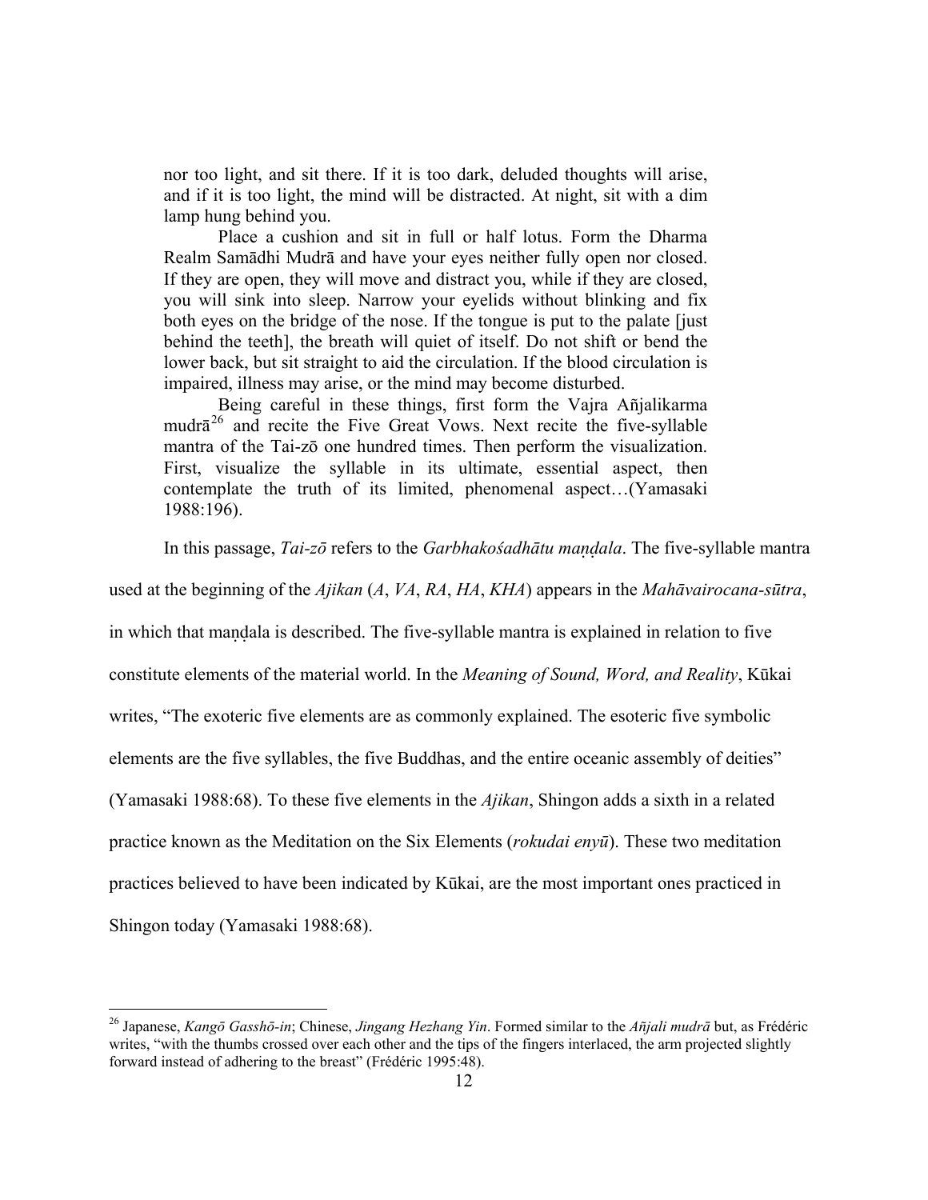> nor too light, and sit there. If it is too dark, deluded thoughts will arise, and if it is too light, the mind will be distracted. At night, sit with a dim lamp hung behind you.
>
> Place a cushion and sit in full or half lotus. Form the Dharma Realm Samādhi Mudrā and have your eyes neither fully open nor closed. If they are open, they will move and distract you, while if they are closed, you will sink into sleep. Narrow your eyelids without blinking and fix both eyes on the bridge of the nose. If the tongue is put to the palate [just behind the teeth], the breath will quiet of itself. Do not shift or bend the lower back, but sit straight to aid the circulation. If the blood circulation is impaired, illness may arise, or the mind may become disturbed.
>
> Being careful in these things, first form the Vajra Añjalikarma mudrā[26] and recite the Five Great Vows. Next recite the five-syllable mantra of the Tai-zō one hundred times. Then perform the visualization. First, visualize the syllable in its ultimate, essential aspect, then contemplate the truth of its limited, phenomenal aspect…(Yamasaki 1988:196).

In this passage, *Tai-zō* refers to the *Garbhakośadhātu maṇḍala*. The five-syllable mantra used at the beginning of the *Ajikan* (*A*, *VA*, *RA*, *HA*, *KHA*) appears in the *Mahāvairocana-sūtra*, in which that maṇḍala is described. The five-syllable mantra is explained in relation to five constitute elements of the material world. In the *Meaning of Sound, Word, and Reality*, Kūkai writes, "The exoteric five elements are as commonly explained. The esoteric five symbolic elements are the five syllables, the five Buddhas, and the entire oceanic assembly of deities" (Yamasaki 1988:68). To these five elements in the *Ajikan*, Shingon adds a sixth in a related practice known as the Meditation on the Six Elements (*rokudai enyū*). These two meditation practices believed to have been indicated by Kūkai, are the most important ones practiced in Shingon today (Yamasaki 1988:68).

---

[26] Japanese, *Kangō Gasshō-in*; Chinese, *Jingang Hezhang Yin*. Formed similar to the *Añjali mudrā* but, as Frédéric writes, "with the thumbs crossed over each other and the tips of the fingers interlaced, the arm projected slightly forward instead of adhering to the breast" (Frédéric 1995:48).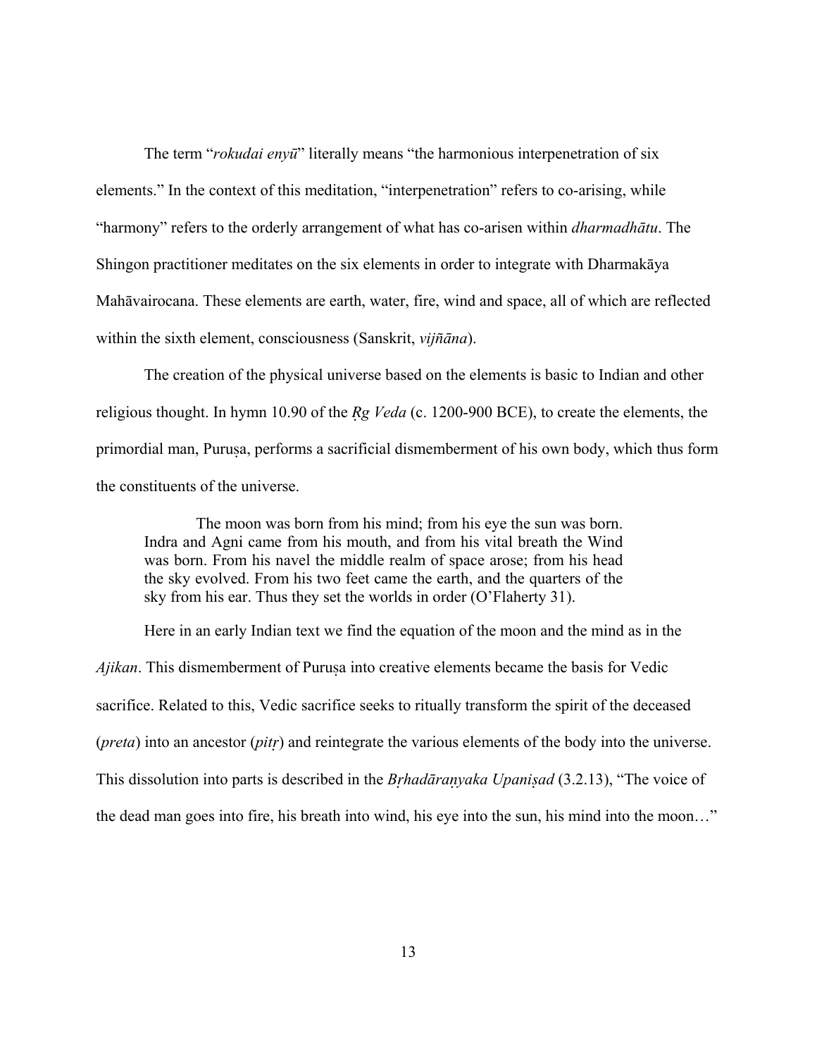The term "*rokudai enyū*" literally means "the harmonious interpenetration of six elements." In the context of this meditation, "interpenetration" refers to co-arising, while "harmony" refers to the orderly arrangement of what has co-arisen within *dharmadhātu*. The Shingon practitioner meditates on the six elements in order to integrate with Dharmakāya Mahāvairocana. These elements are earth, water, fire, wind and space, all of which are reflected within the sixth element, consciousness (Sanskrit, *vijñāna*).

The creation of the physical universe based on the elements is basic to Indian and other religious thought. In hymn 10.90 of the *Ṛg Veda* (c. 1200-900 BCE), to create the elements, the primordial man, Puruṣa, performs a sacrificial dismemberment of his own body, which thus form the constituents of the universe.

> The moon was born from his mind; from his eye the sun was born. Indra and Agni came from his mouth, and from his vital breath the Wind was born. From his navel the middle realm of space arose; from his head the sky evolved. From his two feet came the earth, and the quarters of the sky from his ear. Thus they set the worlds in order (O'Flaherty 31).

Here in an early Indian text we find the equation of the moon and the mind as in the *Ajikan*. This dismemberment of Puruṣa into creative elements became the basis for Vedic sacrifice. Related to this, Vedic sacrifice seeks to ritually transform the spirit of the deceased (*preta*) into an ancestor (*pitṛ*) and reintegrate the various elements of the body into the universe. This dissolution into parts is described in the *Bṛhadāraṇyaka Upaniṣad* (3.2.13), "The voice of the dead man goes into fire, his breath into wind, his eye into the sun, his mind into the moon…"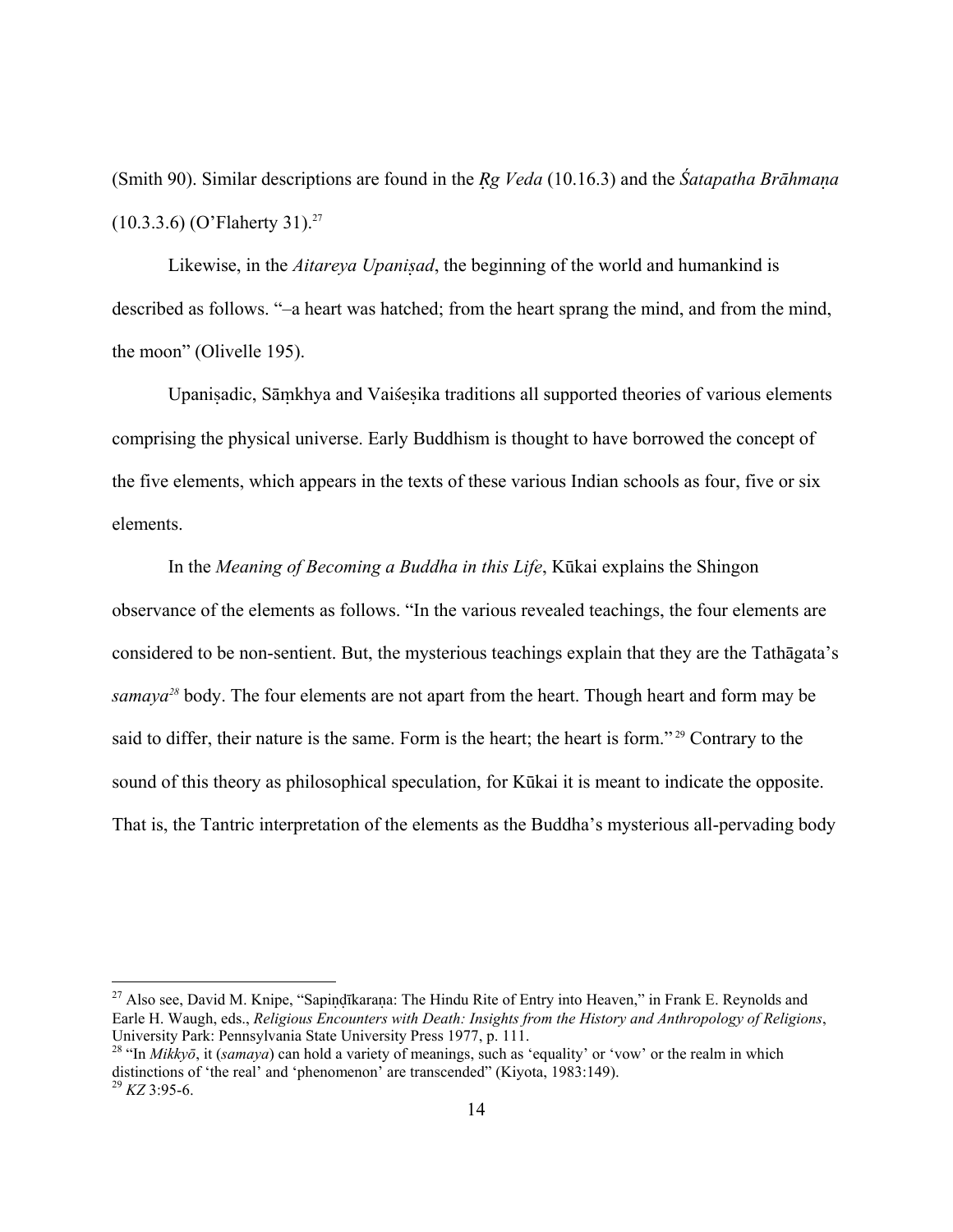(Smith 90). Similar descriptions are found in the *Ṛg Veda* (10.16.3) and the *Śatapatha Brāhmaṇa* (10.3.3.6) (O'Flaherty 31).[27]

Likewise, in the *Aitareya Upaniṣad*, the beginning of the world and humankind is described as follows. "–a heart was hatched; from the heart sprang the mind, and from the mind, the moon" (Olivelle 195).

Upaniṣadic, Sāṃkhya and Vaiśeṣika traditions all supported theories of various elements comprising the physical universe. Early Buddhism is thought to have borrowed the concept of the five elements, which appears in the texts of these various Indian schools as four, five or six elements.

In the *Meaning of Becoming a Buddha in this Life*, Kūkai explains the Shingon observance of the elements as follows. "In the various revealed teachings, the four elements are considered to be non-sentient. But, the mysterious teachings explain that they are the Tathāgata's *samaya*[28] body. The four elements are not apart from the heart. Though heart and form may be said to differ, their nature is the same. Form is the heart; the heart is form."[29] Contrary to the sound of this theory as philosophical speculation, for Kūkai it is meant to indicate the opposite. That is, the Tantric interpretation of the elements as the Buddha's mysterious all-pervading body

---

[27] Also see, David M. Knipe, "Sapiṇḍīkaraṇa: The Hindu Rite of Entry into Heaven," in Frank E. Reynolds and Earle H. Waugh, eds., *Religious Encounters with Death: Insights from the History and Anthropology of Religions*, University Park: Pennsylvania State University Press 1977, p. 111.

[28] "In *Mikkyō*, it (*samaya*) can hold a variety of meanings, such as 'equality' or 'vow' or the realm in which distinctions of 'the real' and 'phenomenon' are transcended" (Kiyota, 1983:149).

[29] *KZ* 3:95-6.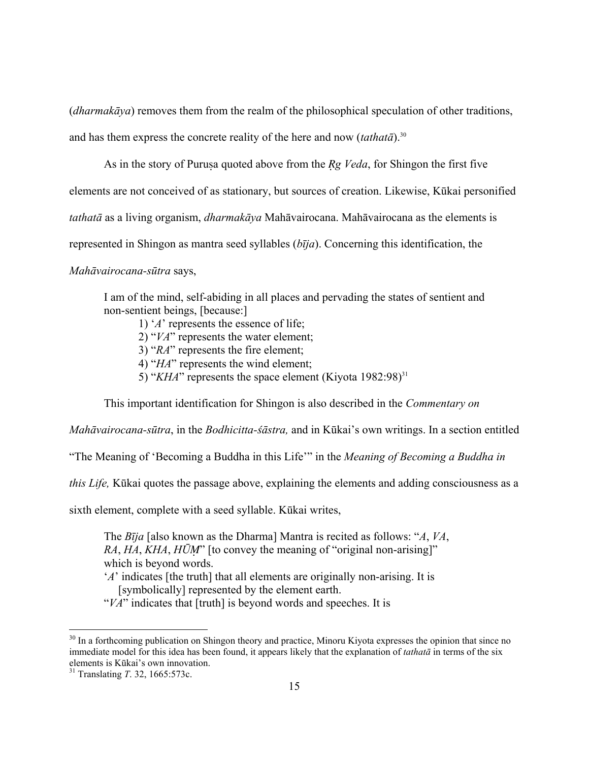(*dharmakāya*) removes them from the realm of the philosophical speculation of other traditions, and has them express the concrete reality of the here and now (*tathatā*).[30]

As in the story of Puruṣa quoted above from the *Ṛg Veda*, for Shingon the first five elements are not conceived of as stationary, but sources of creation. Likewise, Kūkai personified *tathatā* as a living organism, *dharmakāya* Mahāvairocana. Mahāvairocana as the elements is represented in Shingon as mantra seed syllables (*bīja*). Concerning this identification, the *Mahāvairocana-sūtra* says,

> I am of the mind, self-abiding in all places and pervading the states of sentient and non-sentient beings, [because:]
>
> 1) '*A*' represents the essence of life;
> 2) "*VA*" represents the water element;
> 3) "*RA*" represents the fire element;
> 4) "*HA*" represents the wind element;
> 5) "*KHA*" represents the space element (Kiyota 1982:98)[31]

This important identification for Shingon is also described in the *Commentary on Mahāvairocana-sūtra*, in the *Bodhicitta-śāstra,* and in Kūkai's own writings. In a section entitled "The Meaning of 'Becoming a Buddha in this Life'" in the *Meaning of Becoming a Buddha in this Life,* Kūkai quotes the passage above, explaining the elements and adding consciousness as a sixth element, complete with a seed syllable. Kūkai writes,

> The *Bīja* [also known as the Dharma] Mantra is recited as follows: "*A*, *VA*, *RA*, *HA*, *KHA*, *HŪṂ*" [to convey the meaning of "original non-arising]" which is beyond words.
>
> '*A*' indicates [the truth] that all elements are originally non-arising. It is [symbolically] represented by the element earth.
>
> "*VA*" indicates that [truth] is beyond words and speeches. It is

---

[30] In a forthcoming publication on Shingon theory and practice, Minoru Kiyota expresses the opinion that since no immediate model for this idea has been found, it appears likely that the explanation of *tathatā* in terms of the six elements is Kūkai's own innovation.

[31] Translating *T*. 32, 1665:573c.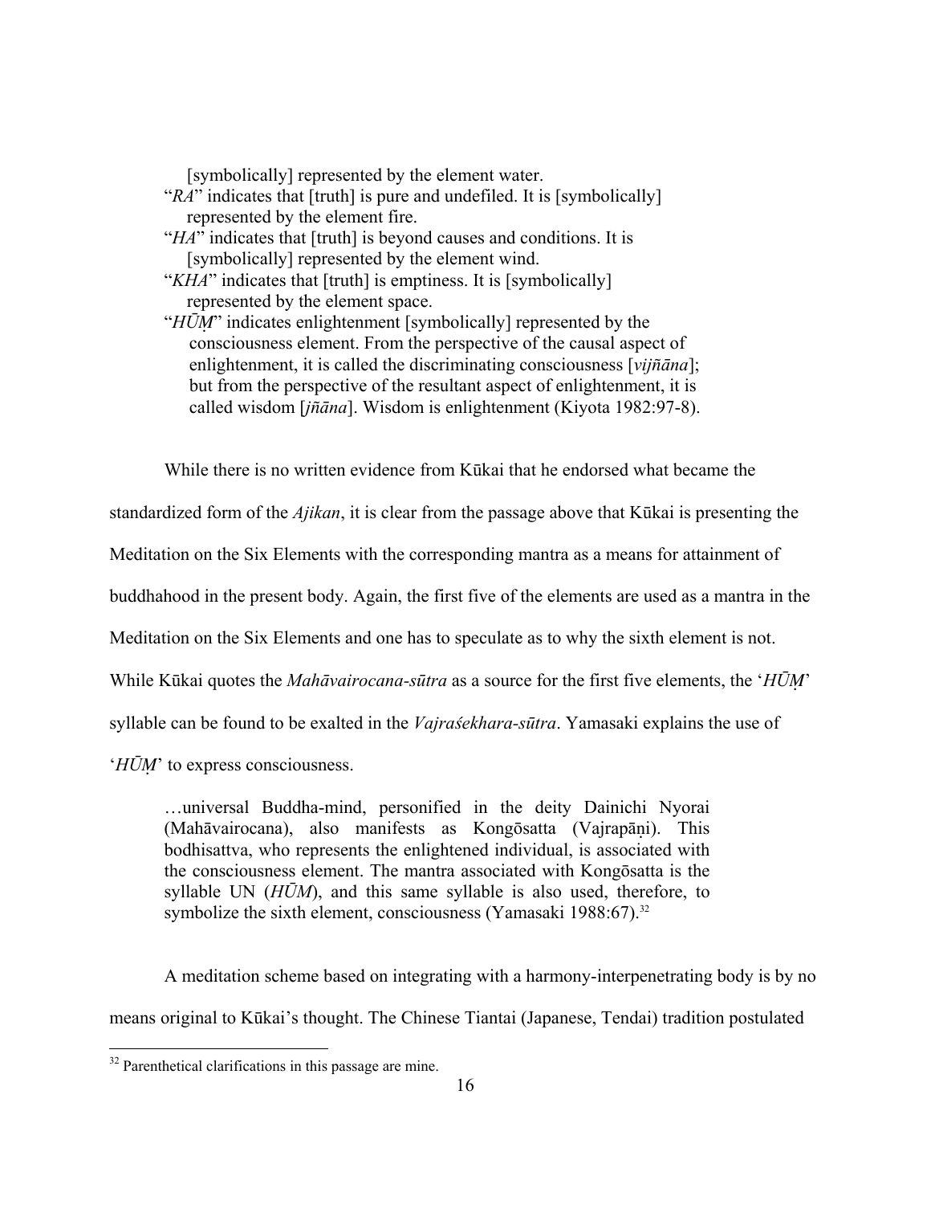> [symbolically] represented by the element water.
> "*RA*" indicates that [truth] is pure and undefiled. It is [symbolically] represented by the element fire.
> "*HA*" indicates that [truth] is beyond causes and conditions. It is [symbolically] represented by the element wind.
> "*KHA*" indicates that [truth] is emptiness. It is [symbolically] represented by the element space.
> "*HŪṂ*" indicates enlightenment [symbolically] represented by the consciousness element. From the perspective of the causal aspect of enlightenment, it is called the discriminating consciousness [*vijñāna*]; but from the perspective of the resultant aspect of enlightenment, it is called wisdom [*jñāna*]. Wisdom is enlightenment (Kiyota 1982:97-8).

While there is no written evidence from Kūkai that he endorsed what became the standardized form of the *Ajikan*, it is clear from the passage above that Kūkai is presenting the Meditation on the Six Elements with the corresponding mantra as a means for attainment of buddhahood in the present body. Again, the first five of the elements are used as a mantra in the Meditation on the Six Elements and one has to speculate as to why the sixth element is not. While Kūkai quotes the *Mahāvairocana-sūtra* as a source for the first five elements, the '*HŪṂ*' syllable can be found to be exalted in the *Vajraśekhara-sūtra*. Yamasaki explains the use of '*HŪṂ*' to express consciousness.

> …universal Buddha-mind, personified in the deity Dainichi Nyorai (Mahāvairocana), also manifests as Kongōsatta (Vajrapāṇi). This bodhisattva, who represents the enlightened individual, is associated with the consciousness element. The mantra associated with Kongōsatta is the syllable UN (*HŪM*), and this same syllable is also used, therefore, to symbolize the sixth element, consciousness (Yamasaki 1988:67).[32]

A meditation scheme based on integrating with a harmony-interpenetrating body is by no means original to Kūkai's thought. The Chinese Tiantai (Japanese, Tendai) tradition postulated

[32] Parenthetical clarifications in this passage are mine.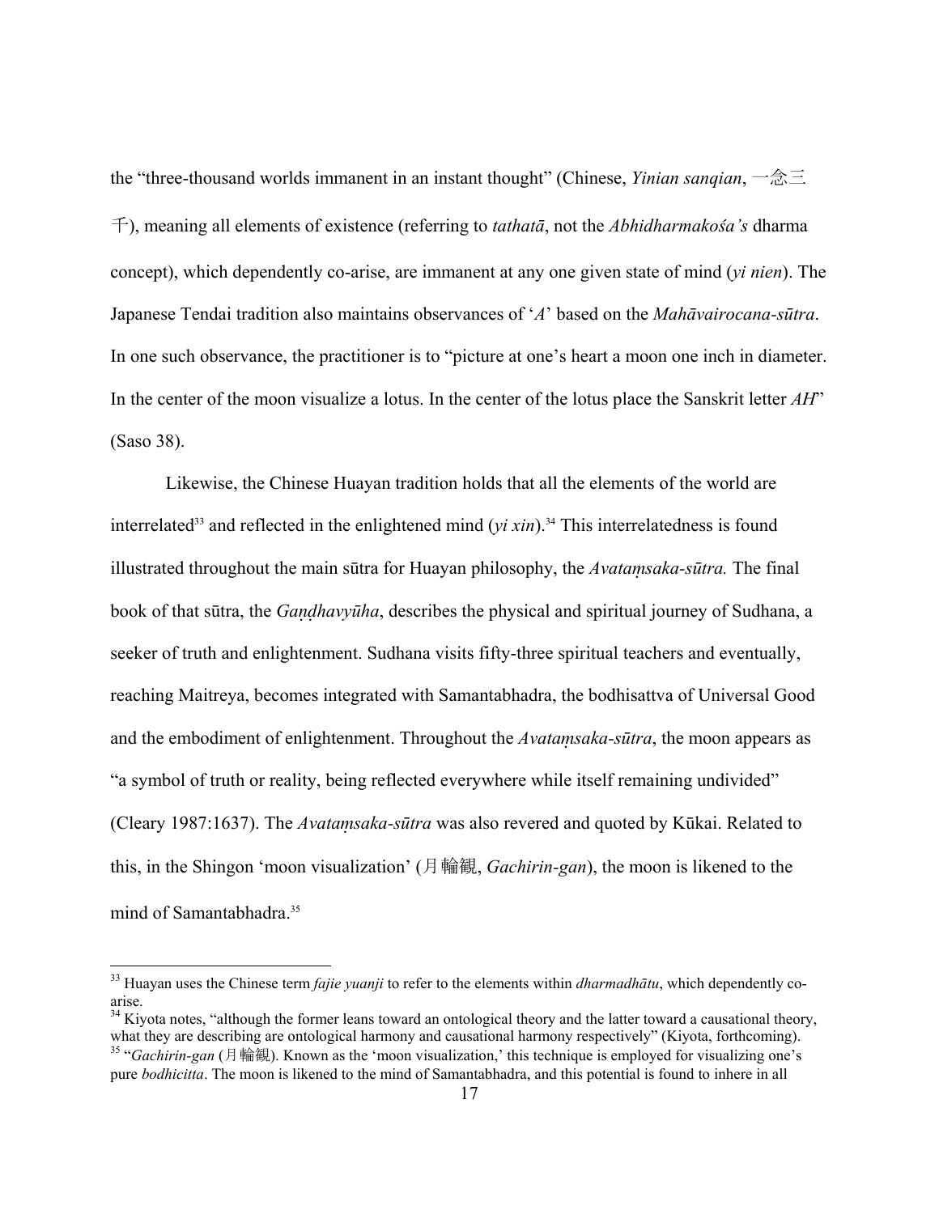the "three-thousand worlds immanent in an instant thought" (Chinese, *Yinian sanqian*, 一念三千), meaning all elements of existence (referring to *tathatā*, not the *Abhidharmakośa's* dharma concept), which dependently co-arise, are immanent at any one given state of mind (*yi nien*). The Japanese Tendai tradition also maintains observances of '*A*' based on the *Mahāvairocana-sūtra*. In one such observance, the practitioner is to "picture at one's heart a moon one inch in diameter. In the center of the moon visualize a lotus. In the center of the lotus place the Sanskrit letter *AH*" (Saso 38).

Likewise, the Chinese Huayan tradition holds that all the elements of the world are interrelated[33] and reflected in the enlightened mind (*yi xin*).[34] This interrelatedness is found illustrated throughout the main sūtra for Huayan philosophy, the *Avataṃsaka-sūtra.* The final book of that sūtra, the *Gaṇḍhavyūha*, describes the physical and spiritual journey of Sudhana, a seeker of truth and enlightenment. Sudhana visits fifty-three spiritual teachers and eventually, reaching Maitreya, becomes integrated with Samantabhadra, the bodhisattva of Universal Good and the embodiment of enlightenment. Throughout the *Avataṃsaka-sūtra*, the moon appears as "a symbol of truth or reality, being reflected everywhere while itself remaining undivided" (Cleary 1987:1637). The *Avataṃsaka-sūtra* was also revered and quoted by Kūkai. Related to this, in the Shingon 'moon visualization' (月輪観, *Gachirin-gan*), the moon is likened to the mind of Samantabhadra.[35]

---

[33] Huayan uses the Chinese term *fajie yuanji* to refer to the elements within *dharmadhātu*, which dependently co-arise.

[34] Kiyota notes, "although the former leans toward an ontological theory and the latter toward a causational theory, what they are describing are ontological harmony and causational harmony respectively" (Kiyota, forthcoming).

[35] "*Gachirin-gan* (月輪観). Known as the 'moon visualization,' this technique is employed for visualizing one's pure *bodhicitta*. The moon is likened to the mind of Samantabhadra, and this potential is found to inhere in all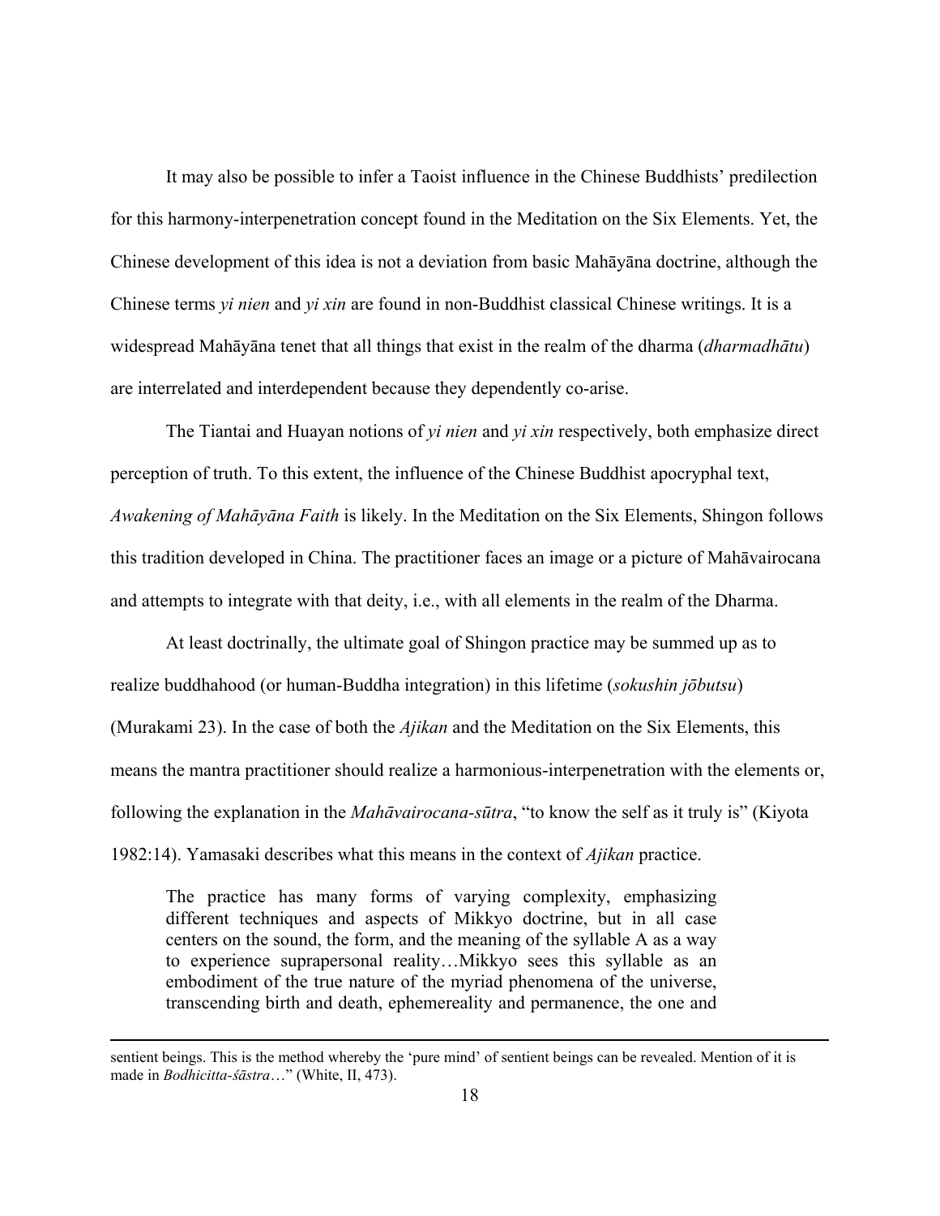It may also be possible to infer a Taoist influence in the Chinese Buddhists' predilection for this harmony-interpenetration concept found in the Meditation on the Six Elements. Yet, the Chinese development of this idea is not a deviation from basic Mahāyāna doctrine, although the Chinese terms *yi nien* and *yi xin* are found in non-Buddhist classical Chinese writings. It is a widespread Mahāyāna tenet that all things that exist in the realm of the dharma (*dharmadhātu*) are interrelated and interdependent because they dependently co-arise.

The Tiantai and Huayan notions of *yi nien* and *yi xin* respectively, both emphasize direct perception of truth. To this extent, the influence of the Chinese Buddhist apocryphal text, *Awakening of Mahāyāna Faith* is likely. In the Meditation on the Six Elements, Shingon follows this tradition developed in China. The practitioner faces an image or a picture of Mahāvairocana and attempts to integrate with that deity, i.e., with all elements in the realm of the Dharma.

At least doctrinally, the ultimate goal of Shingon practice may be summed up as to realize buddhahood (or human-Buddha integration) in this lifetime (*sokushin jōbutsu*) (Murakami 23). In the case of both the *Ajikan* and the Meditation on the Six Elements, this means the mantra practitioner should realize a harmonious-interpenetration with the elements or, following the explanation in the *Mahāvairocana-sūtra*, "to know the self as it truly is" (Kiyota 1982:14). Yamasaki describes what this means in the context of *Ajikan* practice.

> The practice has many forms of varying complexity, emphasizing different techniques and aspects of Mikkyo doctrine, but in all case centers on the sound, the form, and the meaning of the syllable A as a way to experience suprapersonal reality…Mikkyo sees this syllable as an embodiment of the true nature of the myriad phenomena of the universe, transcending birth and death, ephemereality and permanence, the one and

---

sentient beings. This is the method whereby the 'pure mind' of sentient beings can be revealed. Mention of it is made in *Bodhicitta-śāstra*…" (White, II, 473).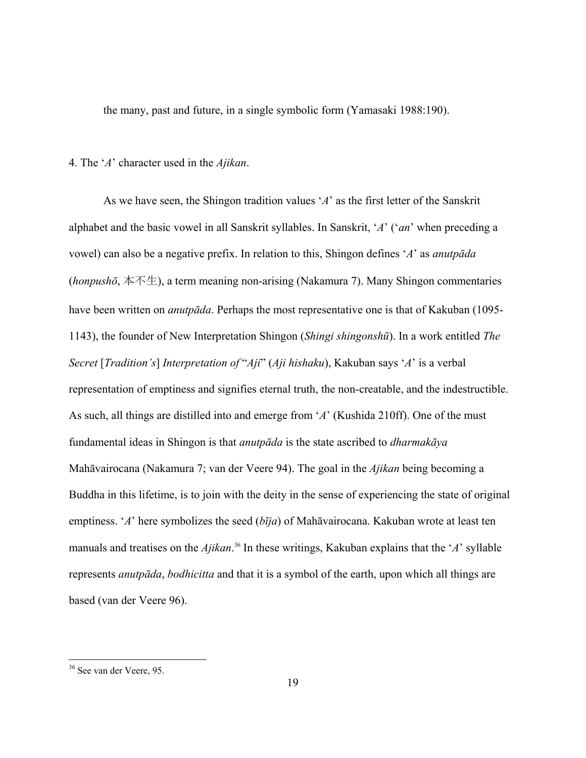the many, past and future, in a single symbolic form (Yamasaki 1988:190).

4. The '*A*' character used in the *Ajikan*.

As we have seen, the Shingon tradition values '*A*' as the first letter of the Sanskrit alphabet and the basic vowel in all Sanskrit syllables. In Sanskrit, '*A*' ('*an*' when preceding a vowel) can also be a negative prefix. In relation to this, Shingon defines '*A*' as *anutpāda* (*honpushō*, 本不生), a term meaning non-arising (Nakamura 7). Many Shingon commentaries have been written on *anutpāda*. Perhaps the most representative one is that of Kakuban (1095-1143), the founder of New Interpretation Shingon (*Shingi shingonshū*). In a work entitled *The Secret* [*Tradition's*] *Interpretation of* "*Aji*" (*Aji hishaku*), Kakuban says '*A*' is a verbal representation of emptiness and signifies eternal truth, the non-creatable, and the indestructible. As such, all things are distilled into and emerge from '*A*' (Kushida 210ff). One of the must fundamental ideas in Shingon is that *anutpāda* is the state ascribed to *dharmakāya* Mahāvairocana (Nakamura 7; van der Veere 94). The goal in the *Ajikan* being becoming a Buddha in this lifetime, is to join with the deity in the sense of experiencing the state of original emptiness. '*A*' here symbolizes the seed (*bīja*) of Mahāvairocana. Kakuban wrote at least ten manuals and treatises on the *Ajikan*.[36] In these writings, Kakuban explains that the '*A*' syllable represents *anutpāda*, *bodhicitta* and that it is a symbol of the earth, upon which all things are based (van der Veere 96).

---

[36] See van der Veere, 95.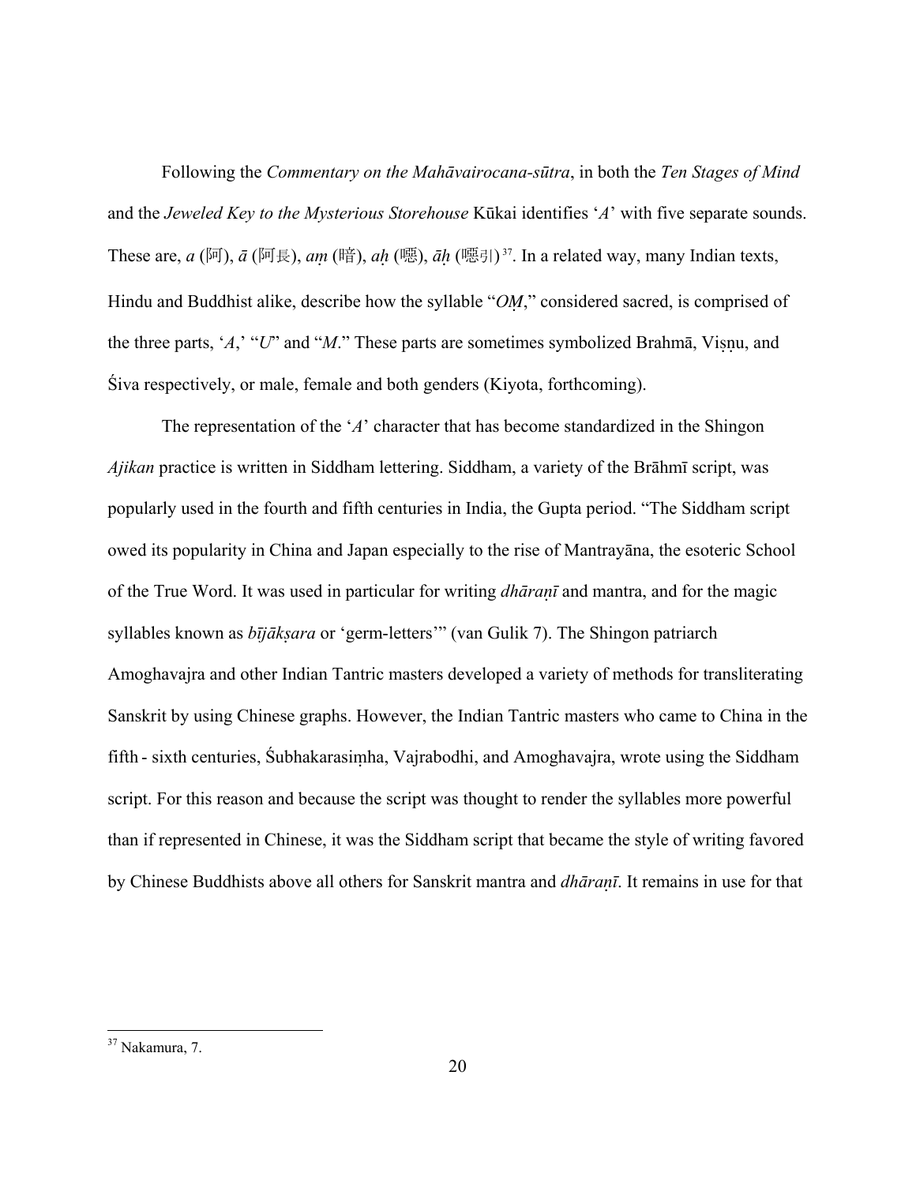Following the *Commentary on the Mahāvairocana-sūtra*, in both the *Ten Stages of Mind* and the *Jeweled Key to the Mysterious Storehouse* Kūkai identifies '*A*' with five separate sounds. These are, *a* (阿), *ā* (阿長), *aṃ* (暗), *aḥ* (噁), *āḥ* (噁引)[37]. In a related way, many Indian texts, Hindu and Buddhist alike, describe how the syllable "*OṂ*," considered sacred, is comprised of the three parts, '*A*,' "*U*" and "*M*." These parts are sometimes symbolized Brahmā, Viṣṇu, and Śiva respectively, or male, female and both genders (Kiyota, forthcoming).

The representation of the '*A*' character that has become standardized in the Shingon *Ajikan* practice is written in Siddham lettering. Siddham, a variety of the Brāhmī script, was popularly used in the fourth and fifth centuries in India, the Gupta period. "The Siddham script owed its popularity in China and Japan especially to the rise of Mantrayāna, the esoteric School of the True Word. It was used in particular for writing *dhāraṇī* and mantra, and for the magic syllables known as *bījākṣara* or 'germ-letters'" (van Gulik 7). The Shingon patriarch Amoghavajra and other Indian Tantric masters developed a variety of methods for transliterating Sanskrit by using Chinese graphs. However, the Indian Tantric masters who came to China in the fifth - sixth centuries, Śubhakarasiṃha, Vajrabodhi, and Amoghavajra, wrote using the Siddham script. For this reason and because the script was thought to render the syllables more powerful than if represented in Chinese, it was the Siddham script that became the style of writing favored by Chinese Buddhists above all others for Sanskrit mantra and *dhāraṇī*. It remains in use for that

---

[37] Nakamura, 7.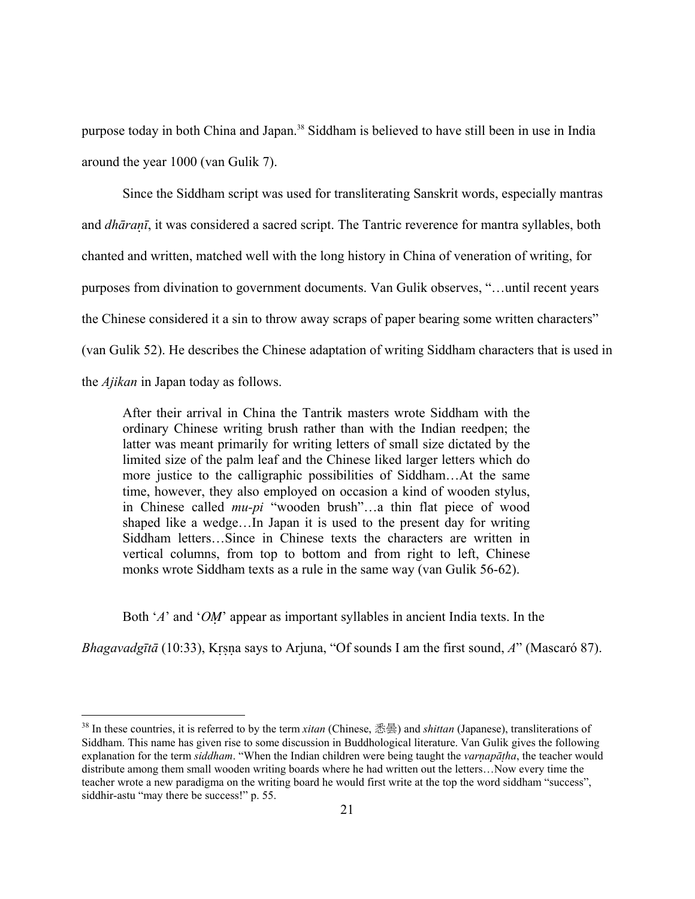purpose today in both China and Japan.[38] Siddham is believed to have still been in use in India around the year 1000 (van Gulik 7).

Since the Siddham script was used for transliterating Sanskrit words, especially mantras and *dhāraṇī*, it was considered a sacred script. The Tantric reverence for mantra syllables, both chanted and written, matched well with the long history in China of veneration of writing, for purposes from divination to government documents. Van Gulik observes, "…until recent years the Chinese considered it a sin to throw away scraps of paper bearing some written characters" (van Gulik 52). He describes the Chinese adaptation of writing Siddham characters that is used in the *Ajikan* in Japan today as follows.

> After their arrival in China the Tantrik masters wrote Siddham with the ordinary Chinese writing brush rather than with the Indian reedpen; the latter was meant primarily for writing letters of small size dictated by the limited size of the palm leaf and the Chinese liked larger letters which do more justice to the calligraphic possibilities of Siddham…At the same time, however, they also employed on occasion a kind of wooden stylus, in Chinese called *mu-pi* "wooden brush"…a thin flat piece of wood shaped like a wedge…In Japan it is used to the present day for writing Siddham letters…Since in Chinese texts the characters are written in vertical columns, from top to bottom and from right to left, Chinese monks wrote Siddham texts as a rule in the same way (van Gulik 56-62).

Both '*A*' and '*OṂ*' appear as important syllables in ancient India texts. In the *Bhagavadgītā* (10:33), Kṛṣṇa says to Arjuna, "Of sounds I am the first sound, *A*" (Mascaró 87).

---

[38] In these countries, it is referred to by the term *xitan* (Chinese, 悉曇) and *shittan* (Japanese), transliterations of Siddham. This name has given rise to some discussion in Buddhological literature. Van Gulik gives the following explanation for the term *siddham*. "When the Indian children were being taught the *varṇapāṭha*, the teacher would distribute among them small wooden writing boards where he had written out the letters…Now every time the teacher wrote a new paradigma on the writing board he would first write at the top the word siddham "success", siddhir-astu "may there be success!" p. 55.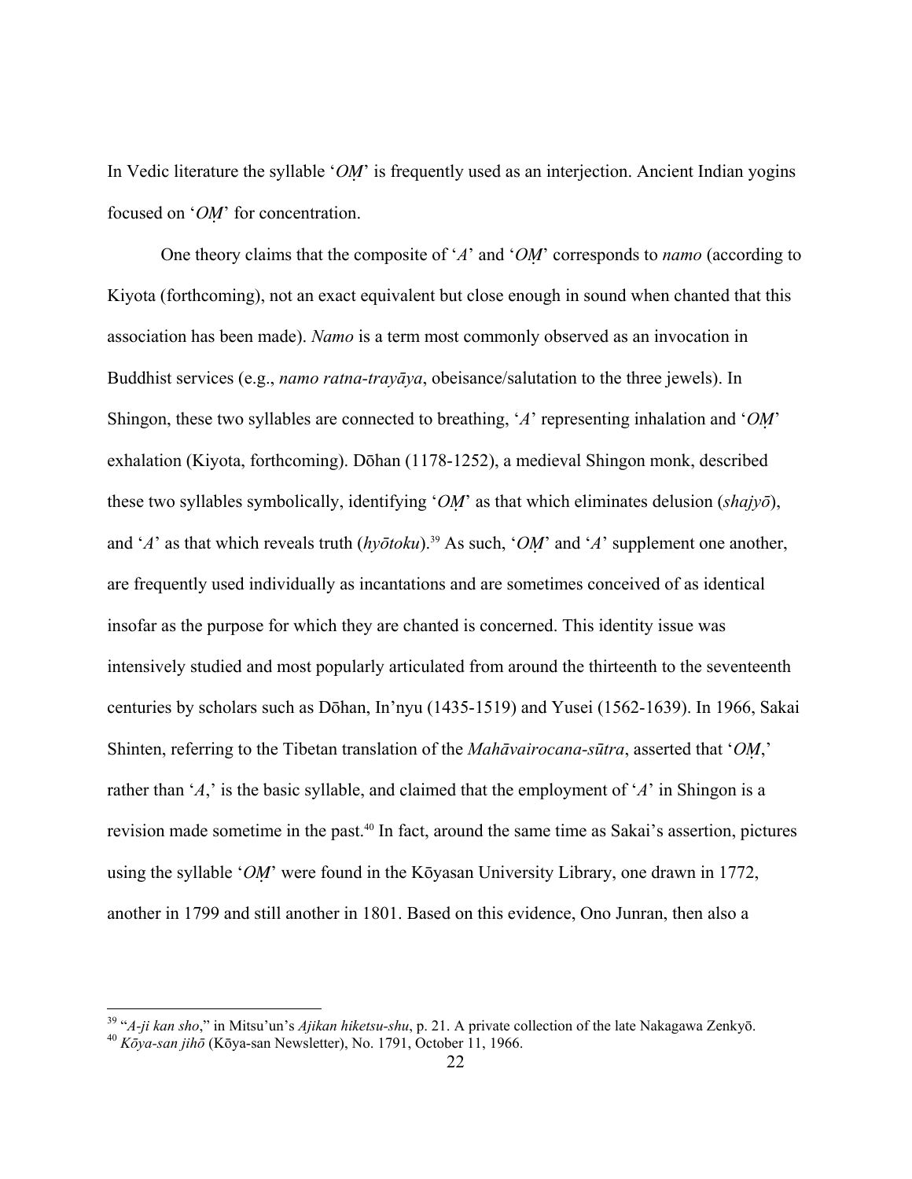In Vedic literature the syllable '*OṂ*' is frequently used as an interjection. Ancient Indian yogins focused on '*OṂ*' for concentration.

One theory claims that the composite of '*A*' and '*OṂ*' corresponds to *namo* (according to Kiyota (forthcoming), not an exact equivalent but close enough in sound when chanted that this association has been made). *Namo* is a term most commonly observed as an invocation in Buddhist services (e.g., *namo ratna-trayāya*, obeisance/salutation to the three jewels). In Shingon, these two syllables are connected to breathing, '*A*' representing inhalation and '*OṂ*' exhalation (Kiyota, forthcoming). Dōhan (1178-1252), a medieval Shingon monk, described these two syllables symbolically, identifying '*OṂ*' as that which eliminates delusion (*shajyō*), and '*A*' as that which reveals truth (*hyōtoku*).[39] As such, '*OṂ*' and '*A*' supplement one another, are frequently used individually as incantations and are sometimes conceived of as identical insofar as the purpose for which they are chanted is concerned. This identity issue was intensively studied and most popularly articulated from around the thirteenth to the seventeenth centuries by scholars such as Dōhan, In'nyu (1435-1519) and Yusei (1562-1639). In 1966, Sakai Shinten, referring to the Tibetan translation of the *Mahāvairocana-sūtra*, asserted that '*OṂ*,' rather than '*A*,' is the basic syllable, and claimed that the employment of '*A*' in Shingon is a revision made sometime in the past.[40] In fact, around the same time as Sakai's assertion, pictures using the syllable '*OṂ*' were found in the Kōyasan University Library, one drawn in 1772, another in 1799 and still another in 1801. Based on this evidence, Ono Junran, then also a

---

[39] "*A-ji kan sho*," in Mitsu'un's *Ajikan hiketsu-shu*, p. 21. A private collection of the late Nakagawa Zenkyō.

[40] *Kōya-san jihō* (Kōya-san Newsletter), No. 1791, October 11, 1966.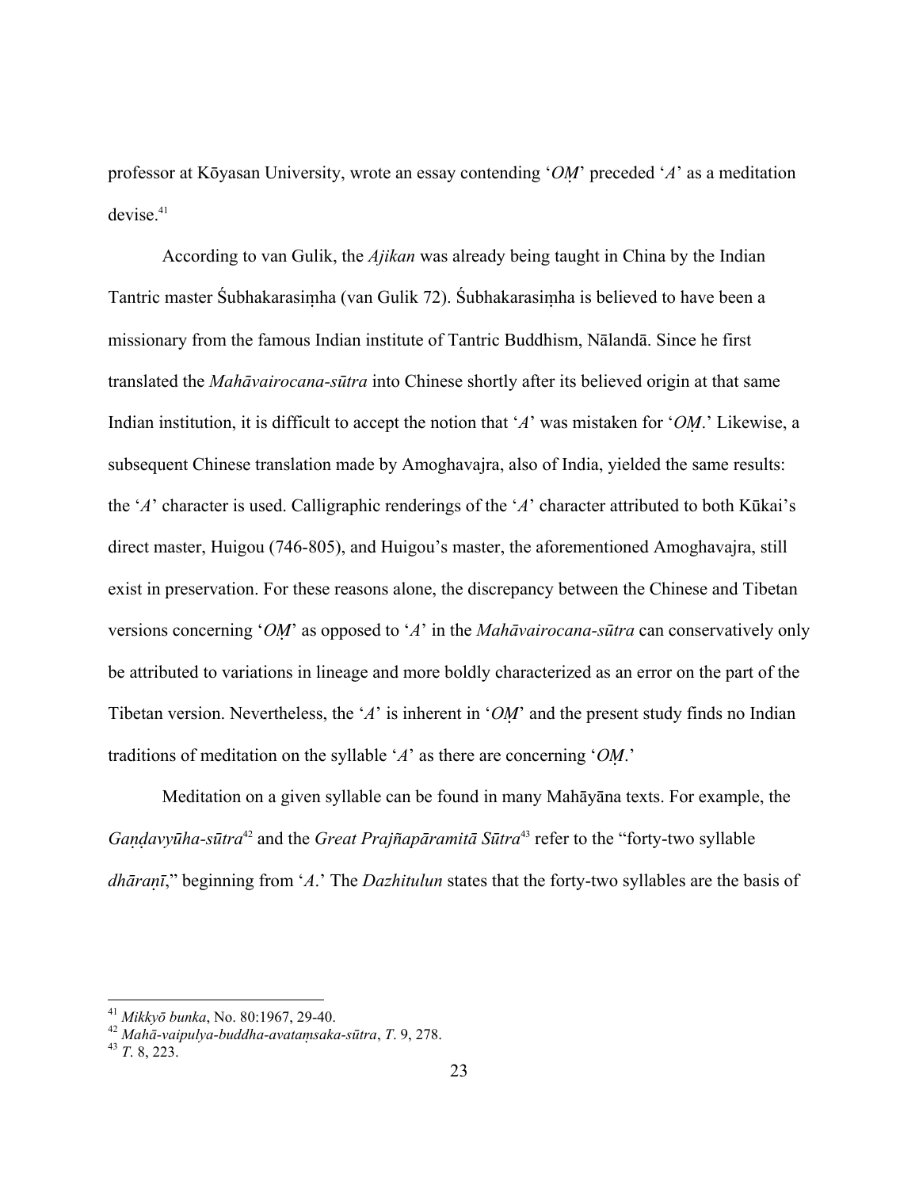professor at Kōyasan University, wrote an essay contending '*OṂ*' preceded '*A*' as a meditation devise.[41]

According to van Gulik, the *Ajikan* was already being taught in China by the Indian Tantric master Śubhakarasiṃha (van Gulik 72). Śubhakarasiṃha is believed to have been a missionary from the famous Indian institute of Tantric Buddhism, Nālandā. Since he first translated the *Mahāvairocana-sūtra* into Chinese shortly after its believed origin at that same Indian institution, it is difficult to accept the notion that '*A*' was mistaken for '*OṂ*.' Likewise, a subsequent Chinese translation made by Amoghavajra, also of India, yielded the same results: the '*A*' character is used. Calligraphic renderings of the '*A*' character attributed to both Kūkai's direct master, Huigou (746-805), and Huigou's master, the aforementioned Amoghavajra, still exist in preservation. For these reasons alone, the discrepancy between the Chinese and Tibetan versions concerning '*OṂ*' as opposed to '*A*' in the *Mahāvairocana-sūtra* can conservatively only be attributed to variations in lineage and more boldly characterized as an error on the part of the Tibetan version. Nevertheless, the '*A*' is inherent in '*OṂ*' and the present study finds no Indian traditions of meditation on the syllable '*A*' as there are concerning '*OṂ*.'

Meditation on a given syllable can be found in many Mahāyāna texts. For example, the *Gaṇḍavyūha-sūtra*[42] and the *Great Prajñapāramitā Sūtra*[43] refer to the "forty-two syllable *dhāraṇī*," beginning from '*A*.' The *Dazhitulun* states that the forty-two syllables are the basis of

---

[41] *Mikkyō bunka*, No. 80:1967, 29-40.

[42] *Mahā-vaipulya-buddha-avataṃsaka-sūtra*, *T*. 9, 278.

[43] *T*. 8, 223.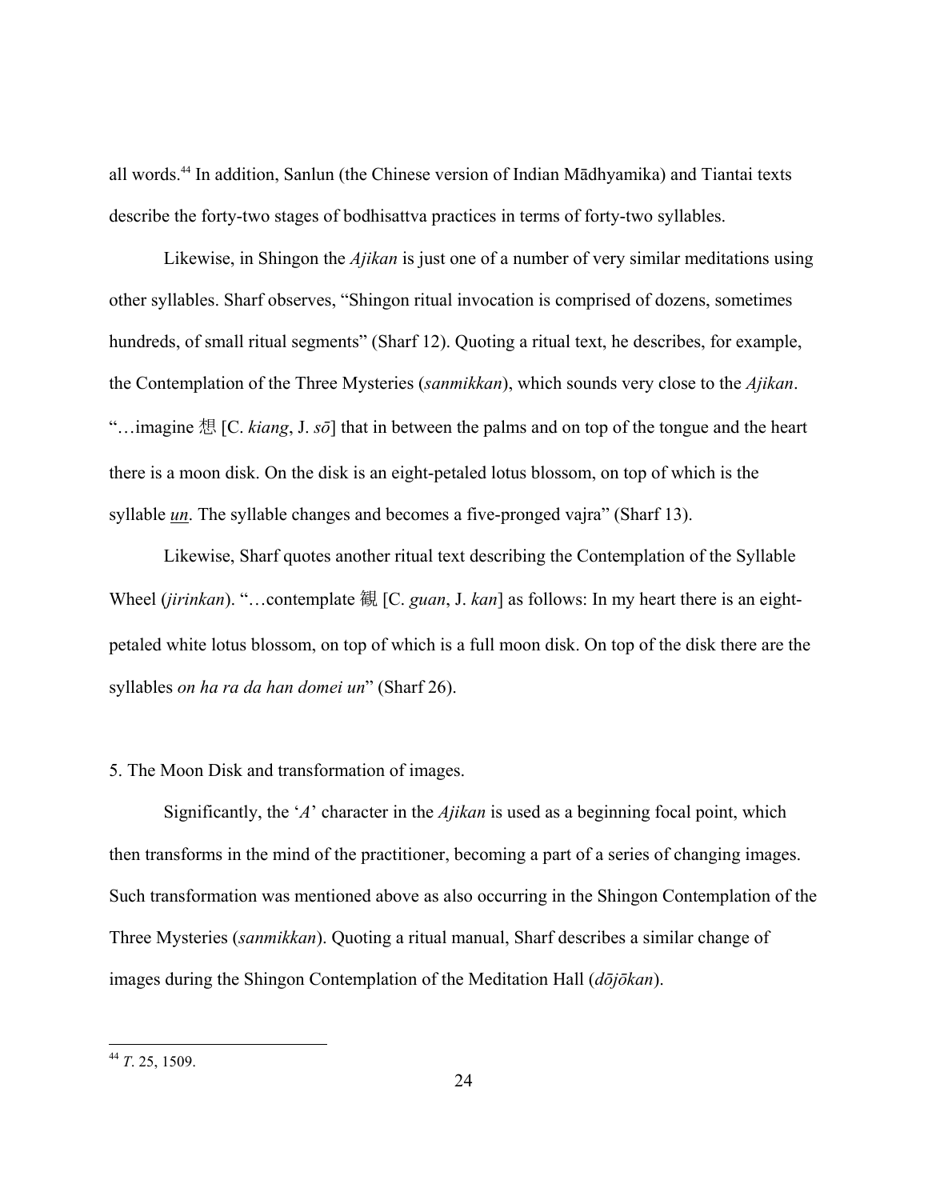all words.[44] In addition, Sanlun (the Chinese version of Indian Mādhyamika) and Tiantai texts describe the forty-two stages of bodhisattva practices in terms of forty-two syllables.

Likewise, in Shingon the *Ajikan* is just one of a number of very similar meditations using other syllables. Sharf observes, "Shingon ritual invocation is comprised of dozens, sometimes hundreds, of small ritual segments" (Sharf 12). Quoting a ritual text, he describes, for example, the Contemplation of the Three Mysteries (*sanmikkan*), which sounds very close to the *Ajikan*. "…imagine 想 [C. *kiang*, J. *sō*] that in between the palms and on top of the tongue and the heart there is a moon disk. On the disk is an eight-petaled lotus blossom, on top of which is the syllable ***un***. The syllable changes and becomes a five-pronged vajra" (Sharf 13).

Likewise, Sharf quotes another ritual text describing the Contemplation of the Syllable Wheel (*jirinkan*). "…contemplate 観 [C. *guan*, J. *kan*] as follows: In my heart there is an eight-petaled white lotus blossom, on top of which is a full moon disk. On top of the disk there are the syllables *on ha ra da han domei un*" (Sharf 26).

5. The Moon Disk and transformation of images.

Significantly, the '*A*' character in the *Ajikan* is used as a beginning focal point, which then transforms in the mind of the practitioner, becoming a part of a series of changing images. Such transformation was mentioned above as also occurring in the Shingon Contemplation of the Three Mysteries (*sanmikkan*). Quoting a ritual manual, Sharf describes a similar change of images during the Shingon Contemplation of the Meditation Hall (*dōjōkan*).

---

[44] *T*. 25, 1509.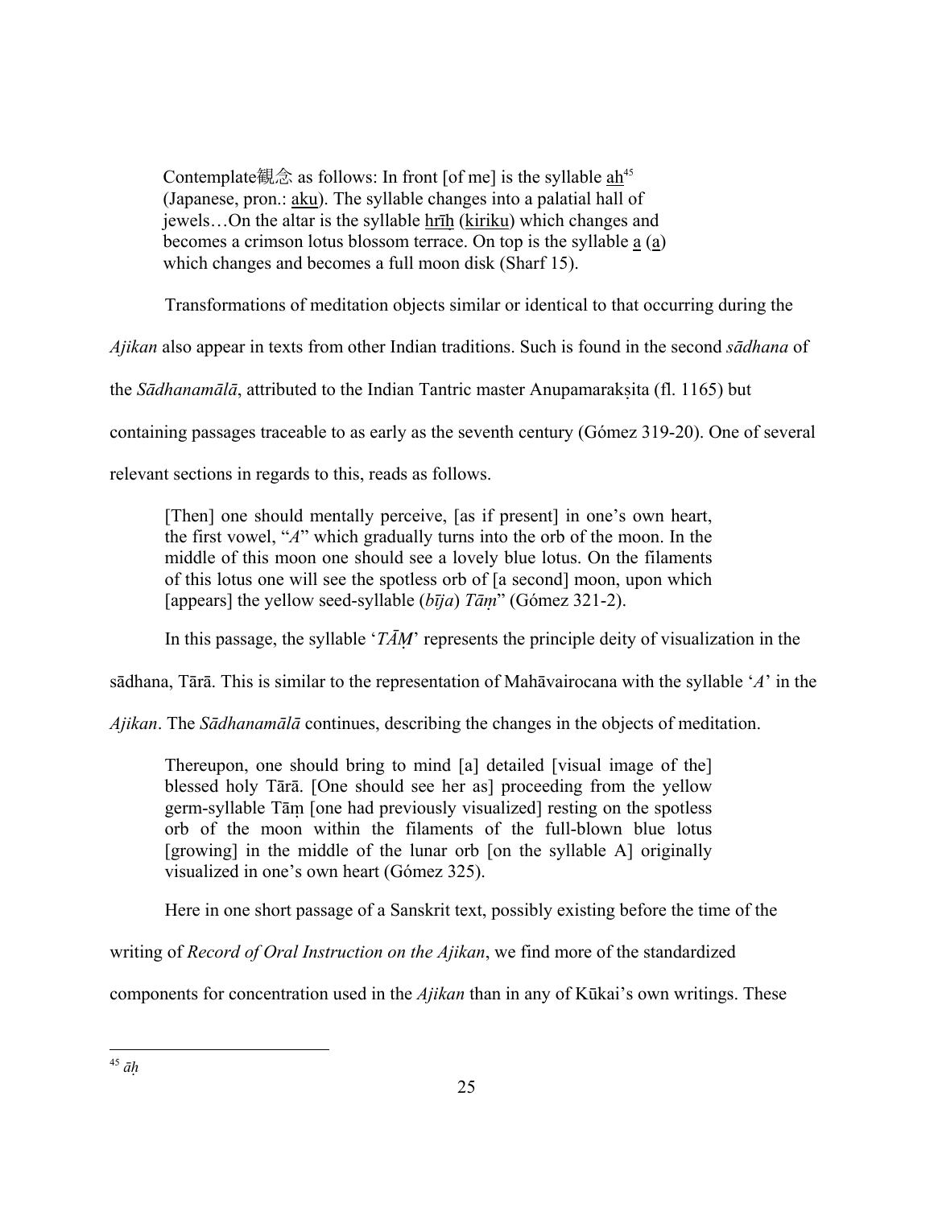> Contemplate観念 as follows: In front [of me] is the syllable ah[45] (Japanese, pron.: aku). The syllable changes into a palatial hall of jewels…On the altar is the syllable hrīḥ (kiriku) which changes and becomes a crimson lotus blossom terrace. On top is the syllable a (a) which changes and becomes a full moon disk (Sharf 15).

Transformations of meditation objects similar or identical to that occurring during the *Ajikan* also appear in texts from other Indian traditions. Such is found in the second *sādhana* of the *Sādhanamālā*, attributed to the Indian Tantric master Anupamarakṣita (fl. 1165) but containing passages traceable to as early as the seventh century (Gómez 319-20). One of several relevant sections in regards to this, reads as follows.

> [Then] one should mentally perceive, [as if present] in one's own heart, the first vowel, "*A*" which gradually turns into the orb of the moon. In the middle of this moon one should see a lovely blue lotus. On the filaments of this lotus one will see the spotless orb of [a second] moon, upon which [appears] the yellow seed-syllable (*bīja*) *Tāṃ*" (Gómez 321-2).

In this passage, the syllable '*TĀṂ*' represents the principle deity of visualization in the sādhana, Tārā. This is similar to the representation of Mahāvairocana with the syllable '*A*' in the *Ajikan*. The *Sādhanamālā* continues, describing the changes in the objects of meditation.

> Thereupon, one should bring to mind [a] detailed [visual image of the] blessed holy Tārā. [One should see her as] proceeding from the yellow germ-syllable Tāṃ [one had previously visualized] resting on the spotless orb of the moon within the filaments of the full-blown blue lotus [growing] in the middle of the lunar orb [on the syllable A] originally visualized in one's own heart (Gómez 325).

Here in one short passage of a Sanskrit text, possibly existing before the time of the writing of *Record of Oral Instruction on the Ajikan*, we find more of the standardized components for concentration used in the *Ajikan* than in any of Kūkai's own writings. These

---

[45] *āḥ*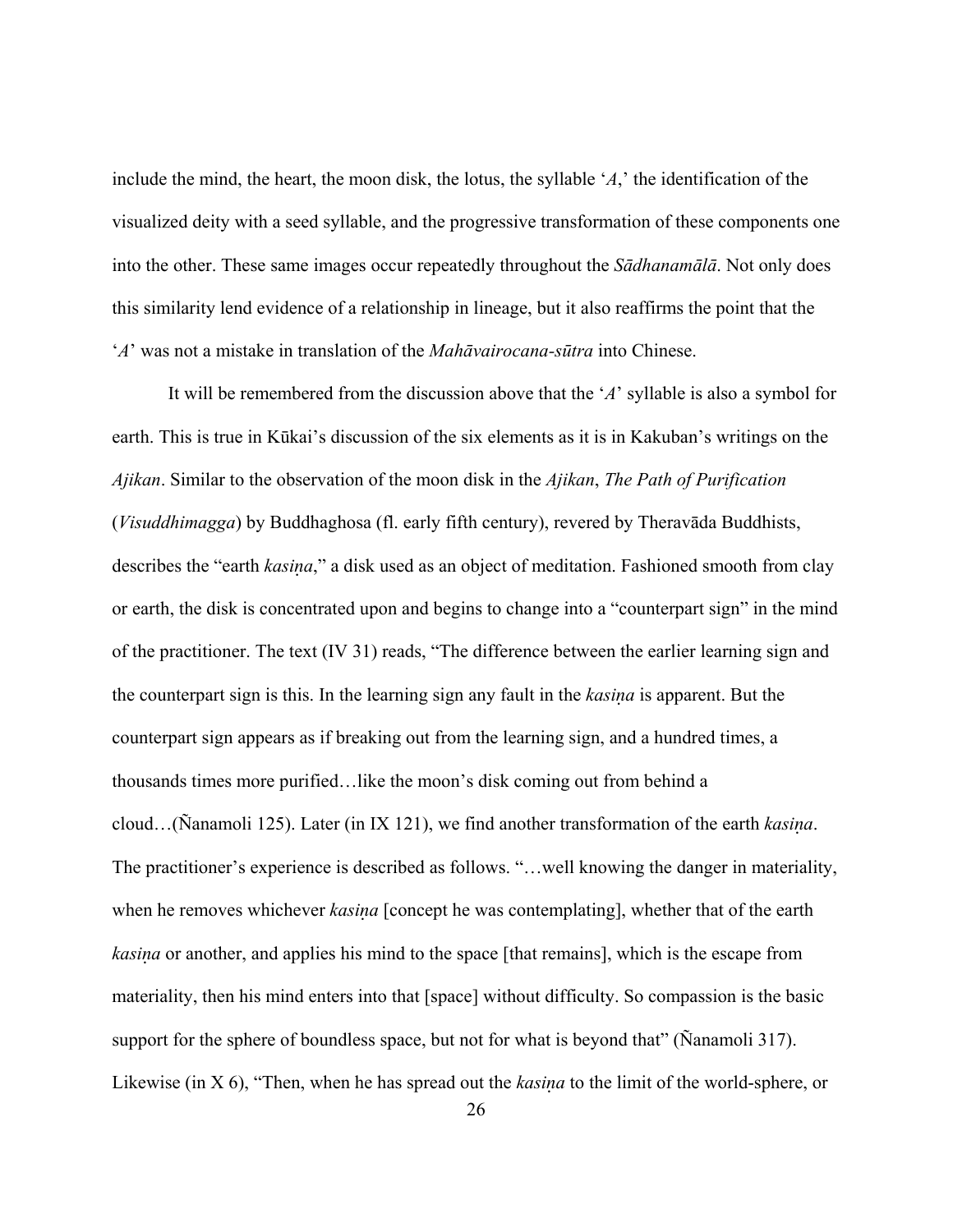include the mind, the heart, the moon disk, the lotus, the syllable '*A*,' the identification of the visualized deity with a seed syllable, and the progressive transformation of these components one into the other. These same images occur repeatedly throughout the *Sādhanamālā*. Not only does this similarity lend evidence of a relationship in lineage, but it also reaffirms the point that the '*A*' was not a mistake in translation of the *Mahāvairocana-sūtra* into Chinese.

It will be remembered from the discussion above that the '*A*' syllable is also a symbol for earth. This is true in Kūkai's discussion of the six elements as it is in Kakuban's writings on the *Ajikan*. Similar to the observation of the moon disk in the *Ajikan*, *The Path of Purification* (*Visuddhimagga*) by Buddhaghosa (fl. early fifth century), revered by Theravāda Buddhists, describes the "earth *kasiṇa*," a disk used as an object of meditation. Fashioned smooth from clay or earth, the disk is concentrated upon and begins to change into a "counterpart sign" in the mind of the practitioner. The text (IV 31) reads, "The difference between the earlier learning sign and the counterpart sign is this. In the learning sign any fault in the *kasiṇa* is apparent. But the counterpart sign appears as if breaking out from the learning sign, and a hundred times, a thousands times more purified…like the moon's disk coming out from behind a cloud…(Ñanamoli 125). Later (in IX 121), we find another transformation of the earth *kasiṇa*. The practitioner's experience is described as follows. "…well knowing the danger in materiality, when he removes whichever *kasiṇa* [concept he was contemplating], whether that of the earth *kasiṇa* or another, and applies his mind to the space [that remains], which is the escape from materiality, then his mind enters into that [space] without difficulty. So compassion is the basic support for the sphere of boundless space, but not for what is beyond that" (Ñanamoli 317). Likewise (in X 6), "Then, when he has spread out the *kasiṇa* to the limit of the world-sphere, or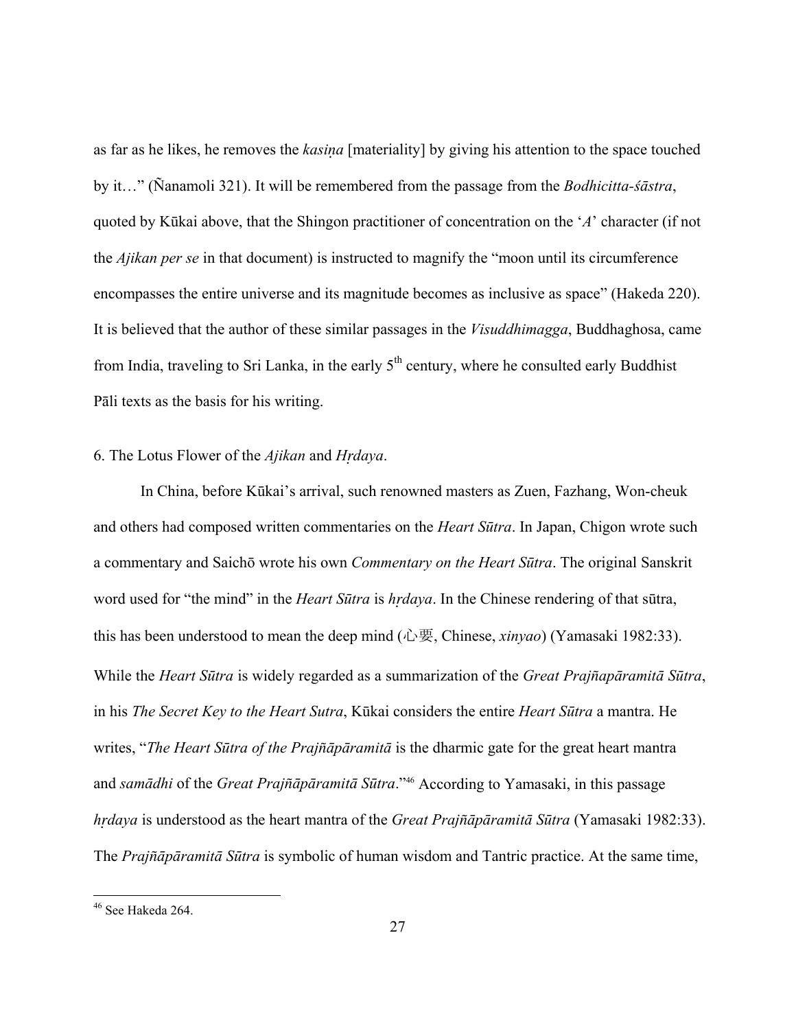as far as he likes, he removes the *kasiṇa* [materiality] by giving his attention to the space touched by it…" (Ñanamoli 321). It will be remembered from the passage from the *Bodhicitta-śāstra*, quoted by Kūkai above, that the Shingon practitioner of concentration on the '*A*' character (if not the *Ajikan per se* in that document) is instructed to magnify the "moon until its circumference encompasses the entire universe and its magnitude becomes as inclusive as space" (Hakeda 220). It is believed that the author of these similar passages in the *Visuddhimagga*, Buddhaghosa, came from India, traveling to Sri Lanka, in the early 5th century, where he consulted early Buddhist Pāli texts as the basis for his writing.

## 6. The Lotus Flower of the *Ajikan* and *Hṛdaya*.

In China, before Kūkai's arrival, such renowned masters as Zuen, Fazhang, Won-cheuk and others had composed written commentaries on the *Heart Sūtra*. In Japan, Chigon wrote such a commentary and Saichō wrote his own *Commentary on the Heart Sūtra*. The original Sanskrit word used for "the mind" in the *Heart Sūtra* is *hṛdaya*. In the Chinese rendering of that sūtra, this has been understood to mean the deep mind (心要, Chinese, *xinyao*) (Yamasaki 1982:33). While the *Heart Sūtra* is widely regarded as a summarization of the *Great Prajñapāramitā Sūtra*, in his *The Secret Key to the Heart Sutra*, Kūkai considers the entire *Heart Sūtra* a mantra. He writes, "*The Heart Sūtra of the Prajñāpāramitā* is the dharmic gate for the great heart mantra and *samādhi* of the *Great Prajñāpāramitā Sūtra*."[46] According to Yamasaki, in this passage *hṛdaya* is understood as the heart mantra of the *Great Prajñāpāramitā Sūtra* (Yamasaki 1982:33). The *Prajñāpāramitā Sūtra* is symbolic of human wisdom and Tantric practice. At the same time,

---

[46] See Hakeda 264.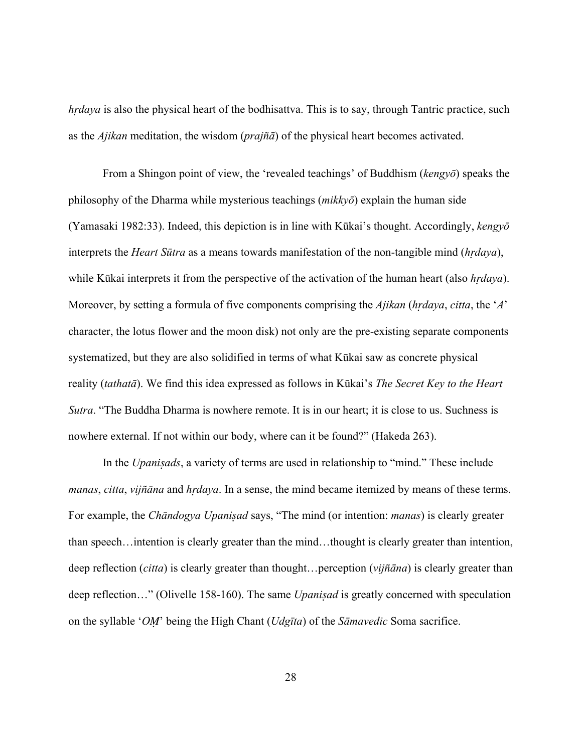*hṛdaya* is also the physical heart of the bodhisattva. This is to say, through Tantric practice, such as the *Ajikan* meditation, the wisdom (*prajñā*) of the physical heart becomes activated.

From a Shingon point of view, the 'revealed teachings' of Buddhism (*kengyō*) speaks the philosophy of the Dharma while mysterious teachings (*mikkyō*) explain the human side (Yamasaki 1982:33). Indeed, this depiction is in line with Kūkai's thought. Accordingly, *kengyō* interprets the *Heart Sūtra* as a means towards manifestation of the non-tangible mind (*hṛdaya*), while Kūkai interprets it from the perspective of the activation of the human heart (also *hṛdaya*). Moreover, by setting a formula of five components comprising the *Ajikan* (*hṛdaya*, *citta*, the '*A*' character, the lotus flower and the moon disk) not only are the pre-existing separate components systematized, but they are also solidified in terms of what Kūkai saw as concrete physical reality (*tathatā*). We find this idea expressed as follows in Kūkai's *The Secret Key to the Heart Sutra*. "The Buddha Dharma is nowhere remote. It is in our heart; it is close to us. Suchness is nowhere external. If not within our body, where can it be found?" (Hakeda 263).

In the *Upaniṣads*, a variety of terms are used in relationship to "mind." These include *manas*, *citta*, *vijñāna* and *hṛdaya*. In a sense, the mind became itemized by means of these terms. For example, the *Chāndogya Upaniṣad* says, "The mind (or intention: *manas*) is clearly greater than speech…intention is clearly greater than the mind…thought is clearly greater than intention, deep reflection (*citta*) is clearly greater than thought…perception (*vijñāna*) is clearly greater than deep reflection…" (Olivelle 158-160). The same *Upaniṣad* is greatly concerned with speculation on the syllable '*OṂ*' being the High Chant (*Udgīta*) of the *Sāmavedic* Soma sacrifice.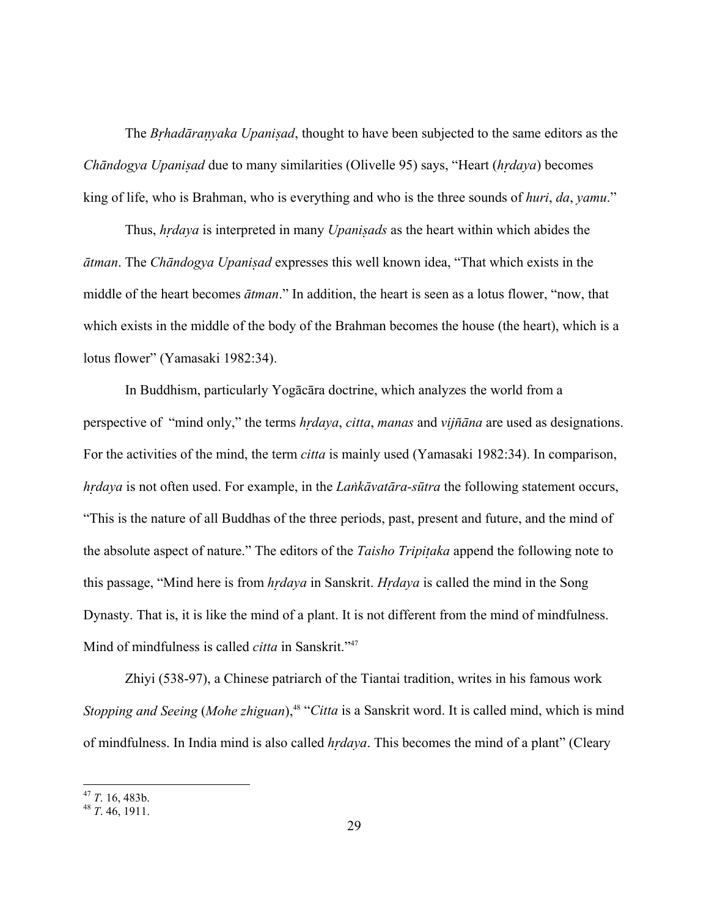The *Bṛhadāraṇyaka Upaniṣad*, thought to have been subjected to the same editors as the *Chāndogya Upaniṣad* due to many similarities (Olivelle 95) says, "Heart (*hṛdaya*) becomes king of life, who is Brahman, who is everything and who is the three sounds of *huri*, *da*, *yamu*."

Thus, *hṛdaya* is interpreted in many *Upaniṣads* as the heart within which abides the *ātman*. The *Chāndogya Upaniṣad* expresses this well known idea, "That which exists in the middle of the heart becomes *ātman*." In addition, the heart is seen as a lotus flower, "now, that which exists in the middle of the body of the Brahman becomes the house (the heart), which is a lotus flower" (Yamasaki 1982:34).

In Buddhism, particularly Yogācāra doctrine, which analyzes the world from a perspective of "mind only," the terms *hṛdaya*, *citta*, *manas* and *vijñāna* are used as designations. For the activities of the mind, the term *citta* is mainly used (Yamasaki 1982:34). In comparison, *hṛdaya* is not often used. For example, in the *Laṅkāvatāra-sūtra* the following statement occurs, "This is the nature of all Buddhas of the three periods, past, present and future, and the mind of the absolute aspect of nature." The editors of the *Taisho Tripiṭaka* append the following note to this passage, "Mind here is from *hṛdaya* in Sanskrit. *Hṛdaya* is called the mind in the Song Dynasty. That is, it is like the mind of a plant. It is not different from the mind of mindfulness. Mind of mindfulness is called *citta* in Sanskrit."[47]

Zhiyi (538-97), a Chinese patriarch of the Tiantai tradition, writes in his famous work *Stopping and Seeing* (*Mohe zhiguan*),[48] "*Citta* is a Sanskrit word. It is called mind, which is mind of mindfulness. In India mind is also called *hṛdaya*. This becomes the mind of a plant" (Cleary

---

[47] *T*. 16, 483b.

[48] *T*. 46, 1911.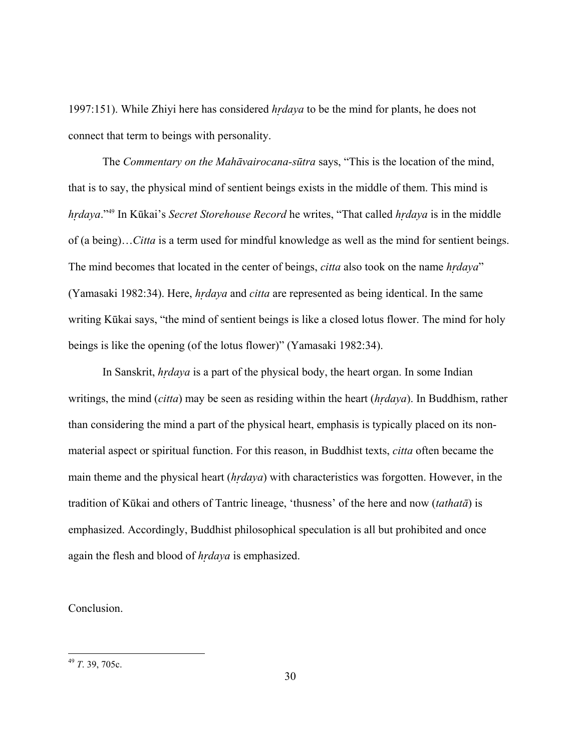1997:151). While Zhiyi here has considered *hṛdaya* to be the mind for plants, he does not connect that term to beings with personality.

The *Commentary on the Mahāvairocana-sūtra* says, "This is the location of the mind, that is to say, the physical mind of sentient beings exists in the middle of them. This mind is *hṛdaya*."[49] In Kūkai's *Secret Storehouse Record* he writes, "That called *hṛdaya* is in the middle of (a being)…*Citta* is a term used for mindful knowledge as well as the mind for sentient beings. The mind becomes that located in the center of beings, *citta* also took on the name *hṛdaya*" (Yamasaki 1982:34). Here, *hṛdaya* and *citta* are represented as being identical. In the same writing Kūkai says, "the mind of sentient beings is like a closed lotus flower. The mind for holy beings is like the opening (of the lotus flower)" (Yamasaki 1982:34).

In Sanskrit, *hṛdaya* is a part of the physical body, the heart organ. In some Indian writings, the mind (*citta*) may be seen as residing within the heart (*hṛdaya*). In Buddhism, rather than considering the mind a part of the physical heart, emphasis is typically placed on its non-material aspect or spiritual function. For this reason, in Buddhist texts, *citta* often became the main theme and the physical heart (*hṛdaya*) with characteristics was forgotten. However, in the tradition of Kūkai and others of Tantric lineage, 'thusness' of the here and now (*tathatā*) is emphasized. Accordingly, Buddhist philosophical speculation is all but prohibited and once again the flesh and blood of *hṛdaya* is emphasized.

Conclusion.

---

[49] *T.* 39, 705c.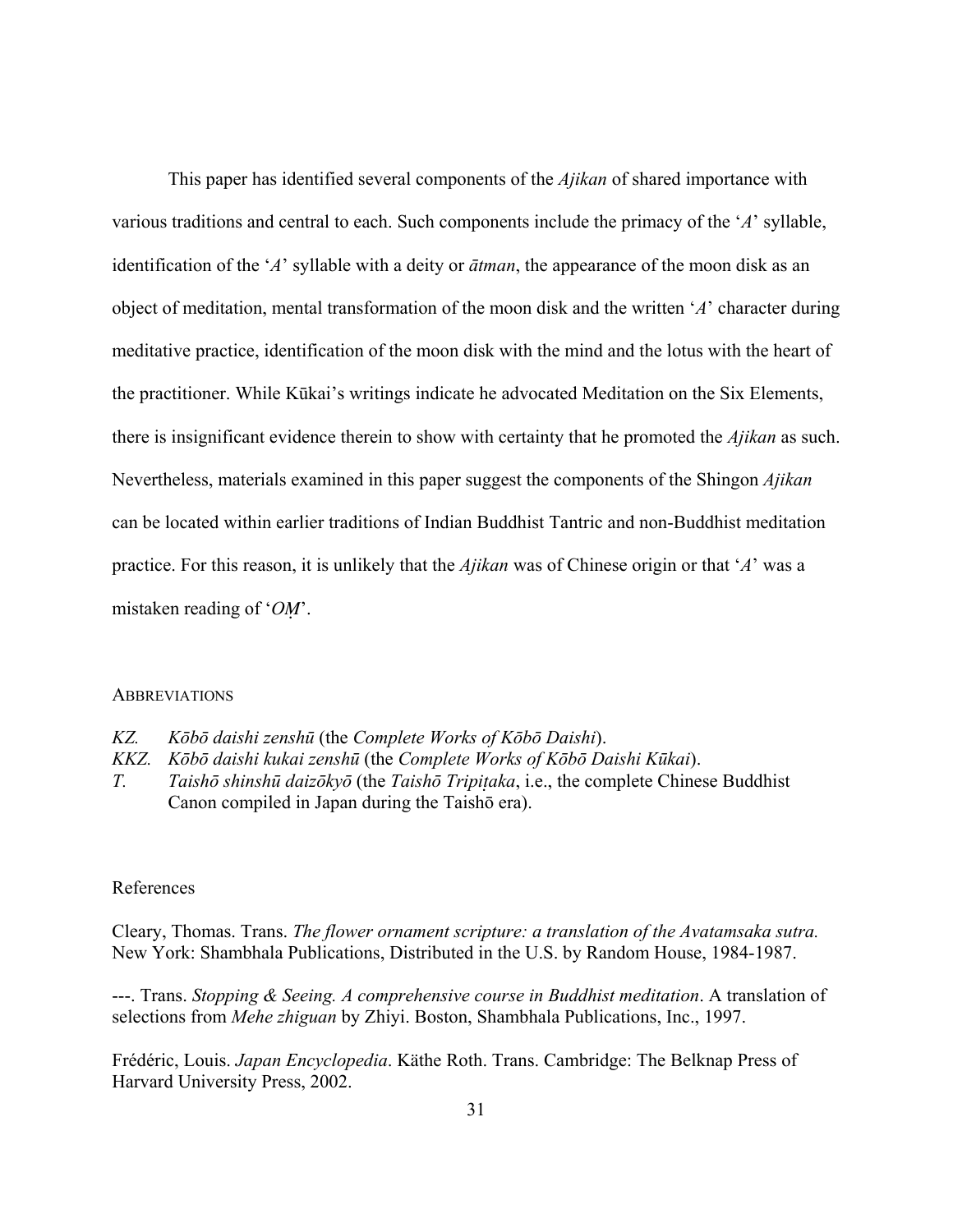This paper has identified several components of the *Ajikan* of shared importance with various traditions and central to each. Such components include the primacy of the '*A*' syllable, identification of the '*A*' syllable with a deity or *ātman*, the appearance of the moon disk as an object of meditation, mental transformation of the moon disk and the written '*A*' character during meditative practice, identification of the moon disk with the mind and the lotus with the heart of the practitioner. While Kūkai's writings indicate he advocated Meditation on the Six Elements, there is insignificant evidence therein to show with certainty that he promoted the *Ajikan* as such. Nevertheless, materials examined in this paper suggest the components of the Shingon *Ajikan* can be located within earlier traditions of Indian Buddhist Tantric and non-Buddhist meditation practice. For this reason, it is unlikely that the *Ajikan* was of Chinese origin or that '*A*' was a mistaken reading of '*OṂ*'.

## ABBREVIATIONS

*KZ.* *Kōbō daishi zenshū* (the *Complete Works of Kōbō Daishi*).
*KKZ.* *Kōbō daishi kukai zenshū* (the *Complete Works of Kōbō Daishi Kūkai*).
*T.* *Taishō shinshū daizōkyō* (the *Taishō Tripiṭaka*, i.e., the complete Chinese Buddhist Canon compiled in Japan during the Taishō era).

## References

Cleary, Thomas. Trans. *The flower ornament scripture: a translation of the Avatamsaka sutra.* New York: Shambhala Publications, Distributed in the U.S. by Random House, 1984-1987.

---. Trans. *Stopping & Seeing. A comprehensive course in Buddhist meditation*. A translation of selections from *Mehe zhiguan* by Zhiyi. Boston, Shambhala Publications, Inc., 1997.

Frédéric, Louis. *Japan Encyclopedia*. Käthe Roth. Trans. Cambridge: The Belknap Press of Harvard University Press, 2002.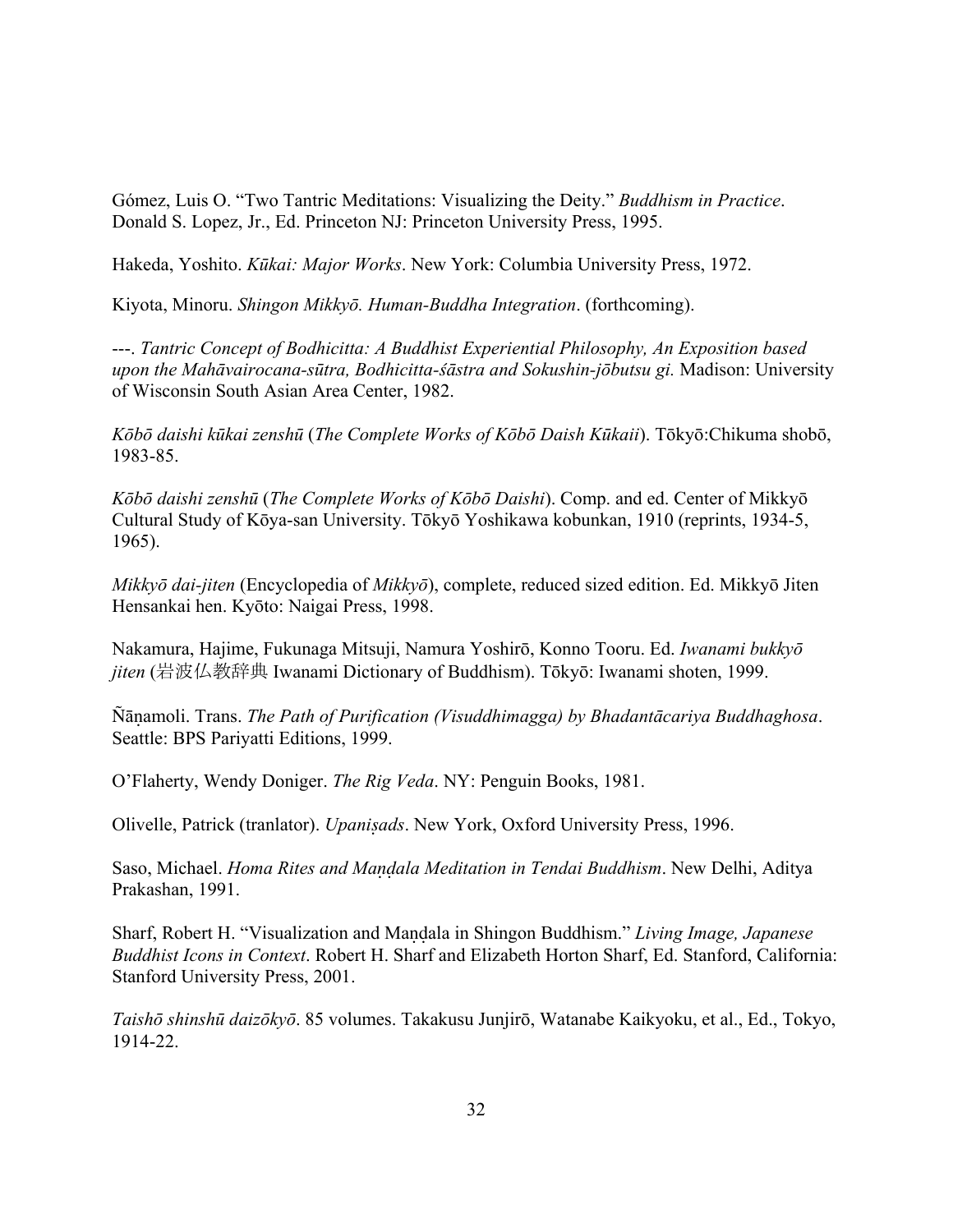Gómez, Luis O. "Two Tantric Meditations: Visualizing the Deity." *Buddhism in Practice*. Donald S. Lopez, Jr., Ed. Princeton NJ: Princeton University Press, 1995.

Hakeda, Yoshito. *Kūkai: Major Works*. New York: Columbia University Press, 1972.

Kiyota, Minoru. *Shingon Mikkyō. Human-Buddha Integration*. (forthcoming).

---. *Tantric Concept of Bodhicitta: A Buddhist Experiential Philosophy, An Exposition based upon the Mahāvairocana-sūtra, Bodhicitta-śāstra and Sokushin-jōbutsu gi.* Madison: University of Wisconsin South Asian Area Center, 1982.

*Kōbō daishi kūkai zenshū* (*The Complete Works of Kōbō Daish Kūkaii*). Tōkyō:Chikuma shobō, 1983-85.

*Kōbō daishi zenshū* (*The Complete Works of Kōbō Daishi*). Comp. and ed. Center of Mikkyō Cultural Study of Kōya-san University. Tōkyō Yoshikawa kobunkan, 1910 (reprints, 1934-5, 1965).

*Mikkyō dai-jiten* (Encyclopedia of *Mikkyō*), complete, reduced sized edition. Ed. Mikkyō Jiten Hensankai hen. Kyōto: Naigai Press, 1998.

Nakamura, Hajime, Fukunaga Mitsuji, Namura Yoshirō, Konno Tooru. Ed. *Iwanami bukkyō jiten* (岩波仏教辞典 Iwanami Dictionary of Buddhism). Tōkyō: Iwanami shoten, 1999.

Ñāṇamoli. Trans. *The Path of Purification (Visuddhimagga) by Bhadantācariya Buddhaghosa*. Seattle: BPS Pariyatti Editions, 1999.

O'Flaherty, Wendy Doniger. *The Rig Veda*. NY: Penguin Books, 1981.

Olivelle, Patrick (tranlator). *Upaniṣads*. New York, Oxford University Press, 1996.

Saso, Michael. *Homa Rites and Maṇḍala Meditation in Tendai Buddhism*. New Delhi, Aditya Prakashan, 1991.

Sharf, Robert H. "Visualization and Maṇḍala in Shingon Buddhism." *Living Image, Japanese Buddhist Icons in Context*. Robert H. Sharf and Elizabeth Horton Sharf, Ed. Stanford, California: Stanford University Press, 2001.

*Taishō shinshū daizōkyō*. 85 volumes. Takakusu Junjirō, Watanabe Kaikyoku, et al., Ed., Tokyo, 1914-22.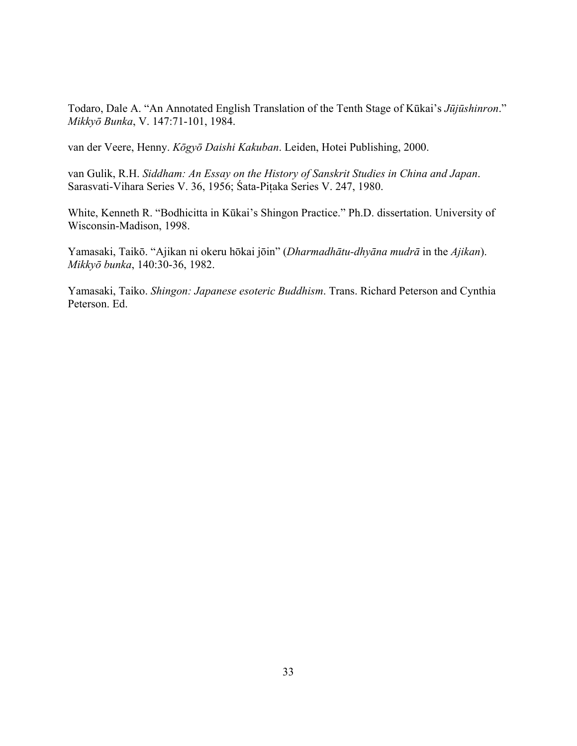Todaro, Dale A. "An Annotated English Translation of the Tenth Stage of Kūkai's *Jūjūshinron*." *Mikkyō Bunka*, V. 147:71-101, 1984.

van der Veere, Henny. *Kōgyō Daishi Kakuban*. Leiden, Hotei Publishing, 2000.

van Gulik, R.H. *Siddham: An Essay on the History of Sanskrit Studies in China and Japan*. Sarasvati-Vihara Series V. 36, 1956; Śata-Piṭaka Series V. 247, 1980.

White, Kenneth R. "Bodhicitta in Kūkai's Shingon Practice." Ph.D. dissertation. University of Wisconsin-Madison, 1998.

Yamasaki, Taikō. "Ajikan ni okeru hōkai jōin" (*Dharmadhātu-dhyāna mudrā* in the *Ajikan*). *Mikkyō bunka*, 140:30-36, 1982.

Yamasaki, Taiko. *Shingon: Japanese esoteric Buddhism*. Trans. Richard Peterson and Cynthia Peterson. Ed.